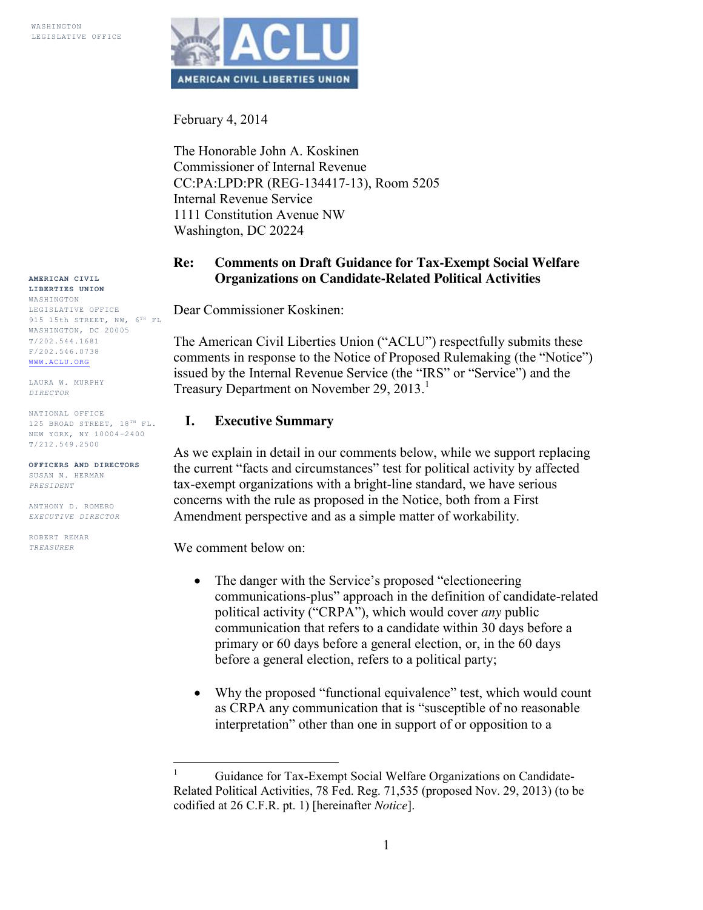WASHINGTON LEGISLATIVE OFFICE

**AMERICAN CIVIL LIBERTIES UNION**
WASHINGTON LEGISLATIVE OFFICE
915 15th STREET, NW, 6TH FL
WASHINGTON, DC 20005
T/202.544.1681
F/202.546.0738
WWW.ACLU.ORG

LAURA W. MURPHY
*DIRECTOR*

NATIONAL OFFICE
125 BROAD STREET, 18TH FL.
NEW YORK, NY 10004-2400
T/212.549.2500

**OFFICERS AND DIRECTORS**
SUSAN N. HERMAN
*PRESIDENT*

ANTHONY D. ROMERO
*EXECUTIVE DIRECTOR*

ROBERT REMAR
*TREASURER*

February 4, 2014

The Honorable John A. Koskinen
Commissioner of Internal Revenue
CC:PA:LPD:PR (REG-134417-13), Room 5205
Internal Revenue Service
1111 Constitution Avenue NW
Washington, DC 20224

**Re: Comments on Draft Guidance for Tax-Exempt Social Welfare Organizations on Candidate-Related Political Activities**

Dear Commissioner Koskinen:

The American Civil Liberties Union ("ACLU") respectfully submits these comments in response to the Notice of Proposed Rulemaking (the "Notice") issued by the Internal Revenue Service (the "IRS" or "Service") and the Treasury Department on November 29, 2013.[1]

## I. Executive Summary

As we explain in detail in our comments below, while we support replacing the current "facts and circumstances" test for political activity by affected tax-exempt organizations with a bright-line standard, we have serious concerns with the rule as proposed in the Notice, both from a First Amendment perspective and as a simple matter of workability.

We comment below on:

- The danger with the Service's proposed "electioneering communications-plus" approach in the definition of candidate-related political activity ("CRPA"), which would cover *any* public communication that refers to a candidate within 30 days before a primary or 60 days before a general election, or, in the 60 days before a general election, refers to a political party;

- Why the proposed "functional equivalence" test, which would count as CRPA any communication that is "susceptible of no reasonable interpretation" other than one in support of or opposition to a

---

[1] Guidance for Tax-Exempt Social Welfare Organizations on Candidate-Related Political Activities, 78 Fed. Reg. 71,535 (proposed Nov. 29, 2013) (to be codified at 26 C.F.R. pt. 1) [hereinafter *Notice*].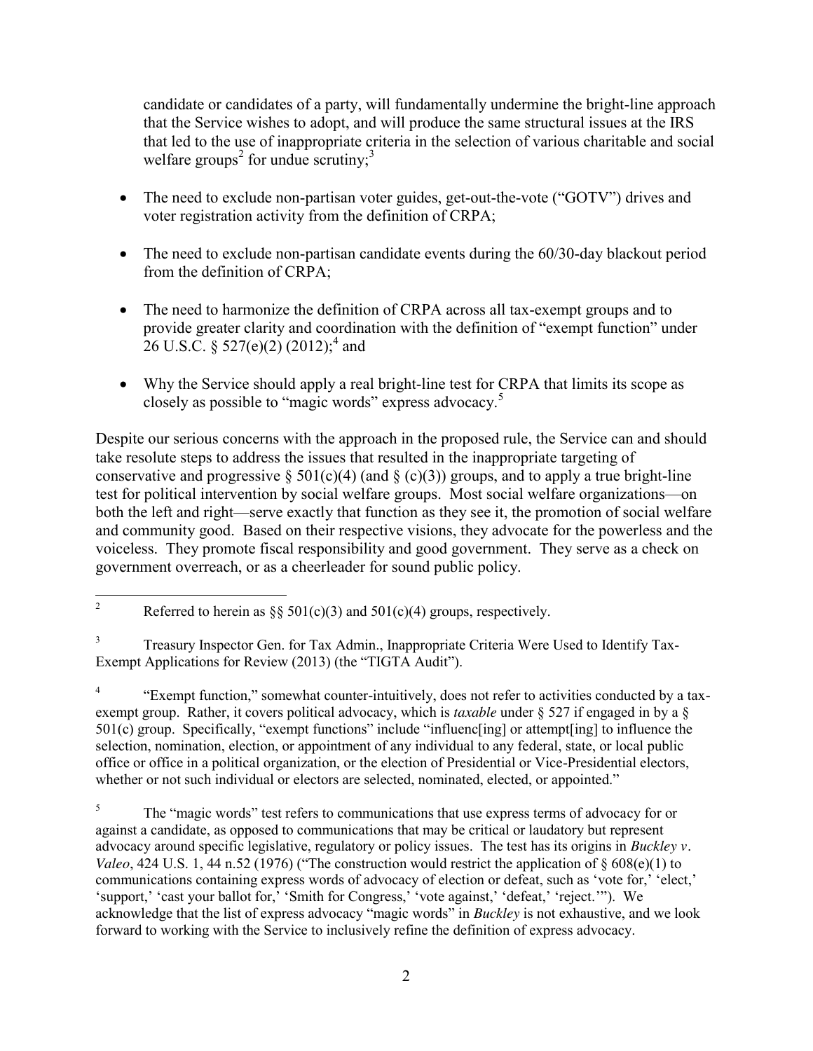candidate or candidates of a party, will fundamentally undermine the bright-line approach that the Service wishes to adopt, and will produce the same structural issues at the IRS that led to the use of inappropriate criteria in the selection of various charitable and social welfare groups[2] for undue scrutiny;[3]

- The need to exclude non-partisan voter guides, get-out-the-vote ("GOTV") drives and voter registration activity from the definition of CRPA;
- The need to exclude non-partisan candidate events during the 60/30-day blackout period from the definition of CRPA;
- The need to harmonize the definition of CRPA across all tax-exempt groups and to provide greater clarity and coordination with the definition of "exempt function" under 26 U.S.C. § 527(e)(2) (2012);[4] and
- Why the Service should apply a real bright-line test for CRPA that limits its scope as closely as possible to "magic words" express advocacy.[5]

Despite our serious concerns with the approach in the proposed rule, the Service can and should take resolute steps to address the issues that resulted in the inappropriate targeting of conservative and progressive § 501(c)(4) (and § (c)(3)) groups, and to apply a true bright-line test for political intervention by social welfare groups. Most social welfare organizations—on both the left and right—serve exactly that function as they see it, the promotion of social welfare and community good. Based on their respective visions, they advocate for the powerless and the voiceless. They promote fiscal responsibility and good government. They serve as a check on government overreach, or as a cheerleader for sound public policy.

---

[2] Referred to herein as §§ 501(c)(3) and 501(c)(4) groups, respectively.

[3] Treasury Inspector Gen. for Tax Admin., Inappropriate Criteria Were Used to Identify Tax-Exempt Applications for Review (2013) (the "TIGTA Audit").

[4] "Exempt function," somewhat counter-intuitively, does not refer to activities conducted by a tax-exempt group. Rather, it covers political advocacy, which is *taxable* under § 527 if engaged in by a § 501(c) group. Specifically, "exempt functions" include "influenc[ing] or attempt[ing] to influence the selection, nomination, election, or appointment of any individual to any federal, state, or local public office or office in a political organization, or the election of Presidential or Vice-Presidential electors, whether or not such individual or electors are selected, nominated, elected, or appointed."

[5] The "magic words" test refers to communications that use express terms of advocacy for or against a candidate, as opposed to communications that may be critical or laudatory but represent advocacy around specific legislative, regulatory or policy issues. The test has its origins in *Buckley v. Valeo*, 424 U.S. 1, 44 n.52 (1976) ("The construction would restrict the application of § 608(e)(1) to communications containing express words of advocacy of election or defeat, such as 'vote for,' 'elect,' 'support,' 'cast your ballot for,' 'Smith for Congress,' 'vote against,' 'defeat,' 'reject.'"). We acknowledge that the list of express advocacy "magic words" in *Buckley* is not exhaustive, and we look forward to working with the Service to inclusively refine the definition of express advocacy.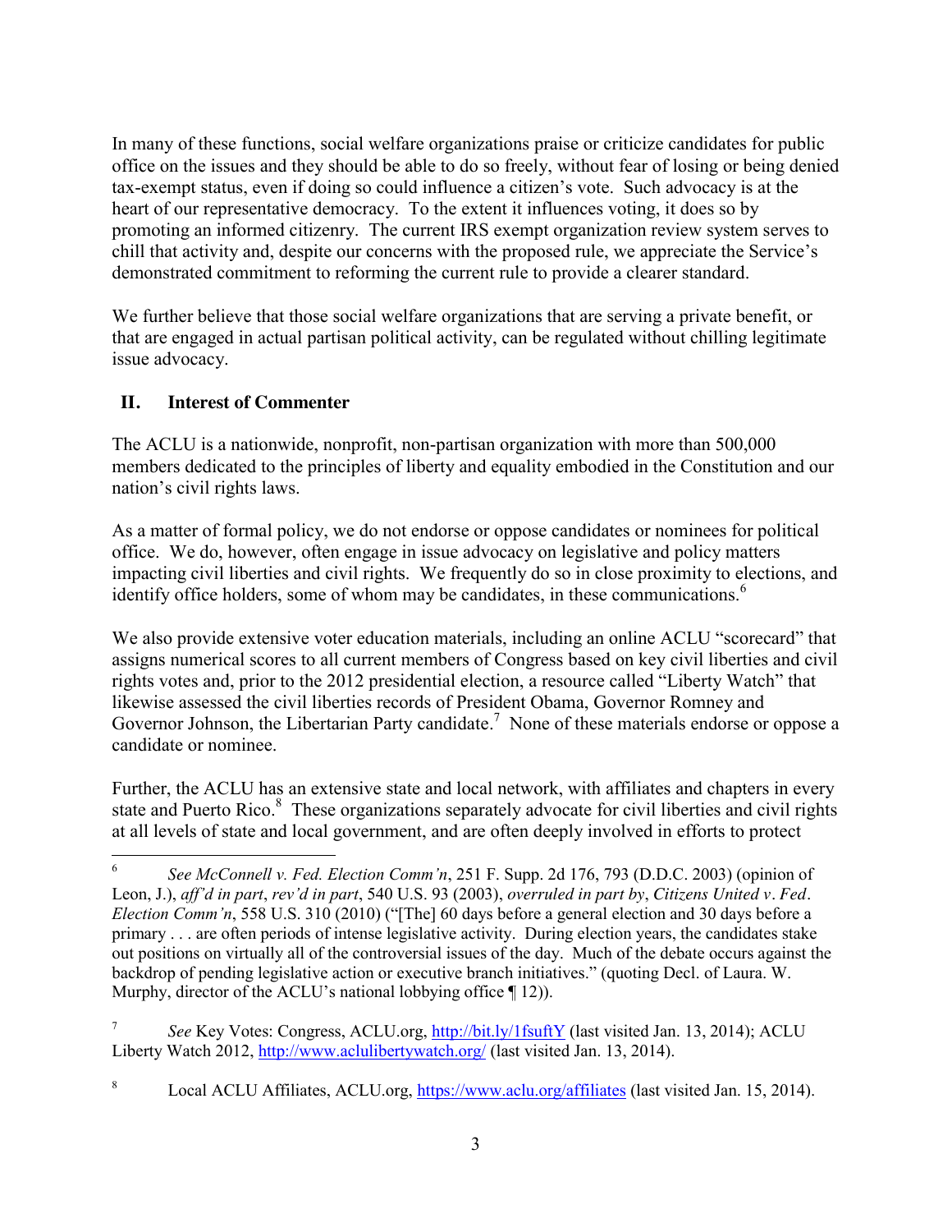In many of these functions, social welfare organizations praise or criticize candidates for public office on the issues and they should be able to do so freely, without fear of losing or being denied tax-exempt status, even if doing so could influence a citizen's vote. Such advocacy is at the heart of our representative democracy. To the extent it influences voting, it does so by promoting an informed citizenry. The current IRS exempt organization review system serves to chill that activity and, despite our concerns with the proposed rule, we appreciate the Service's demonstrated commitment to reforming the current rule to provide a clearer standard.

We further believe that those social welfare organizations that are serving a private benefit, or that are engaged in actual partisan political activity, can be regulated without chilling legitimate issue advocacy.

## II. Interest of Commenter

The ACLU is a nationwide, nonprofit, non-partisan organization with more than 500,000 members dedicated to the principles of liberty and equality embodied in the Constitution and our nation's civil rights laws.

As a matter of formal policy, we do not endorse or oppose candidates or nominees for political office. We do, however, often engage in issue advocacy on legislative and policy matters impacting civil liberties and civil rights. We frequently do so in close proximity to elections, and identify office holders, some of whom may be candidates, in these communications.[6]

We also provide extensive voter education materials, including an online ACLU "scorecard" that assigns numerical scores to all current members of Congress based on key civil liberties and civil rights votes and, prior to the 2012 presidential election, a resource called "Liberty Watch" that likewise assessed the civil liberties records of President Obama, Governor Romney and Governor Johnson, the Libertarian Party candidate.[7] None of these materials endorse or oppose a candidate or nominee.

Further, the ACLU has an extensive state and local network, with affiliates and chapters in every state and Puerto Rico.[8] These organizations separately advocate for civil liberties and civil rights at all levels of state and local government, and are often deeply involved in efforts to protect

---

[6] *See McConnell v. Fed. Election Comm'n*, 251 F. Supp. 2d 176, 793 (D.D.C. 2003) (opinion of Leon, J.), *aff'd in part*, *rev'd in part*, 540 U.S. 93 (2003), *overruled in part by*, *Citizens United v. Fed. Election Comm'n*, 558 U.S. 310 (2010) ("[The] 60 days before a general election and 30 days before a primary . . . are often periods of intense legislative activity. During election years, the candidates stake out positions on virtually all of the controversial issues of the day. Much of the debate occurs against the backdrop of pending legislative action or executive branch initiatives." (quoting Decl. of Laura. W. Murphy, director of the ACLU's national lobbying office ¶ 12)).

[7] *See* Key Votes: Congress, ACLU.org, http://bit.ly/1fsuftY (last visited Jan. 13, 2014); ACLU Liberty Watch 2012, http://www.aclulibertywatch.org/ (last visited Jan. 13, 2014).

[8] Local ACLU Affiliates, ACLU.org, https://www.aclu.org/affiliates (last visited Jan. 15, 2014).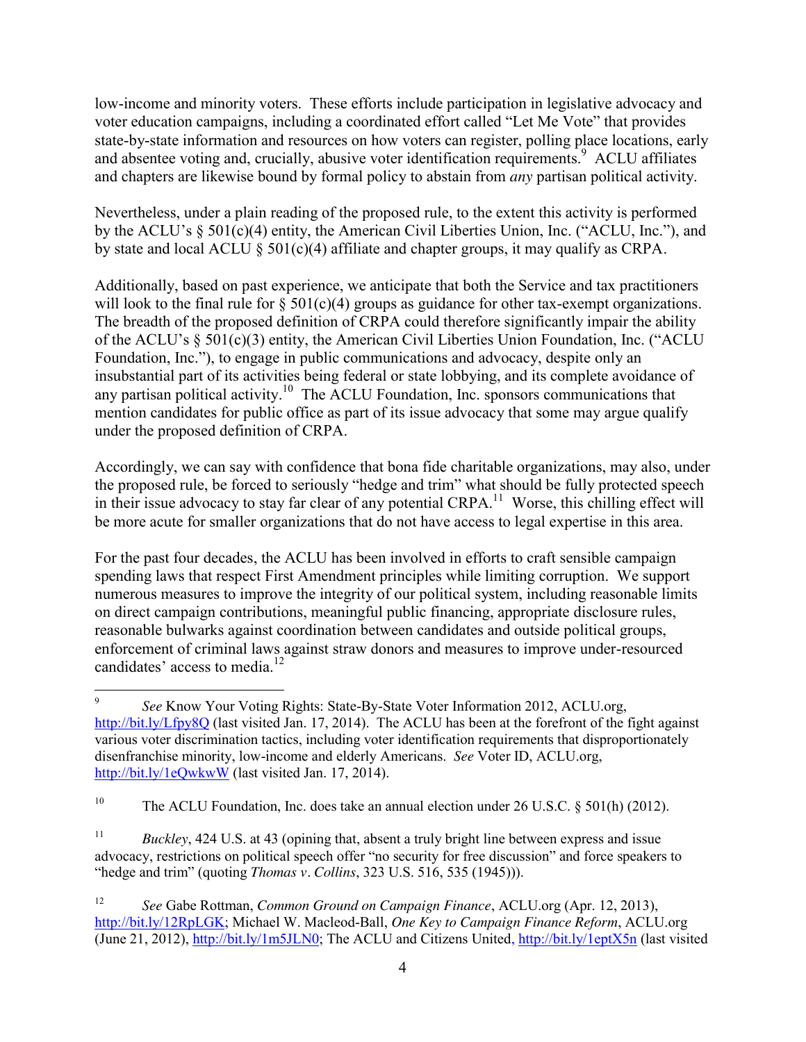low-income and minority voters. These efforts include participation in legislative advocacy and voter education campaigns, including a coordinated effort called "Let Me Vote" that provides state-by-state information and resources on how voters can register, polling place locations, early and absentee voting and, crucially, abusive voter identification requirements.[9] ACLU affiliates and chapters are likewise bound by formal policy to abstain from *any* partisan political activity.

Nevertheless, under a plain reading of the proposed rule, to the extent this activity is performed by the ACLU's § 501(c)(4) entity, the American Civil Liberties Union, Inc. ("ACLU, Inc."), and by state and local ACLU § 501(c)(4) affiliate and chapter groups, it may qualify as CRPA.

Additionally, based on past experience, we anticipate that both the Service and tax practitioners will look to the final rule for § 501(c)(4) groups as guidance for other tax-exempt organizations. The breadth of the proposed definition of CRPA could therefore significantly impair the ability of the ACLU's § 501(c)(3) entity, the American Civil Liberties Union Foundation, Inc. ("ACLU Foundation, Inc."), to engage in public communications and advocacy, despite only an insubstantial part of its activities being federal or state lobbying, and its complete avoidance of any partisan political activity.[10] The ACLU Foundation, Inc. sponsors communications that mention candidates for public office as part of its issue advocacy that some may argue qualify under the proposed definition of CRPA.

Accordingly, we can say with confidence that bona fide charitable organizations, may also, under the proposed rule, be forced to seriously "hedge and trim" what should be fully protected speech in their issue advocacy to stay far clear of any potential CRPA.[11] Worse, this chilling effect will be more acute for smaller organizations that do not have access to legal expertise in this area.

For the past four decades, the ACLU has been involved in efforts to craft sensible campaign spending laws that respect First Amendment principles while limiting corruption. We support numerous measures to improve the integrity of our political system, including reasonable limits on direct campaign contributions, meaningful public financing, appropriate disclosure rules, reasonable bulwarks against coordination between candidates and outside political groups, enforcement of criminal laws against straw donors and measures to improve under-resourced candidates' access to media.[12]

---

[9] *See* Know Your Voting Rights: State-By-State Voter Information 2012, ACLU.org, http://bit.ly/Lfpy8Q (last visited Jan. 17, 2014). The ACLU has been at the forefront of the fight against various voter discrimination tactics, including voter identification requirements that disproportionately disenfranchise minority, low-income and elderly Americans. *See* Voter ID, ACLU.org, http://bit.ly/1eQwkwW (last visited Jan. 17, 2014).

[10] The ACLU Foundation, Inc. does take an annual election under 26 U.S.C. § 501(h) (2012).

[11] *Buckley*, 424 U.S. at 43 (opining that, absent a truly bright line between express and issue advocacy, restrictions on political speech offer "no security for free discussion" and force speakers to "hedge and trim" (quoting *Thomas v. Collins*, 323 U.S. 516, 535 (1945))).

[12] *See* Gabe Rottman, *Common Ground on Campaign Finance*, ACLU.org (Apr. 12, 2013), http://bit.ly/12RpLGK; Michael W. Macleod-Ball, *One Key to Campaign Finance Reform*, ACLU.org (June 21, 2012), http://bit.ly/1m5JLN0; The ACLU and Citizens United, http://bit.ly/1eptX5n (last visited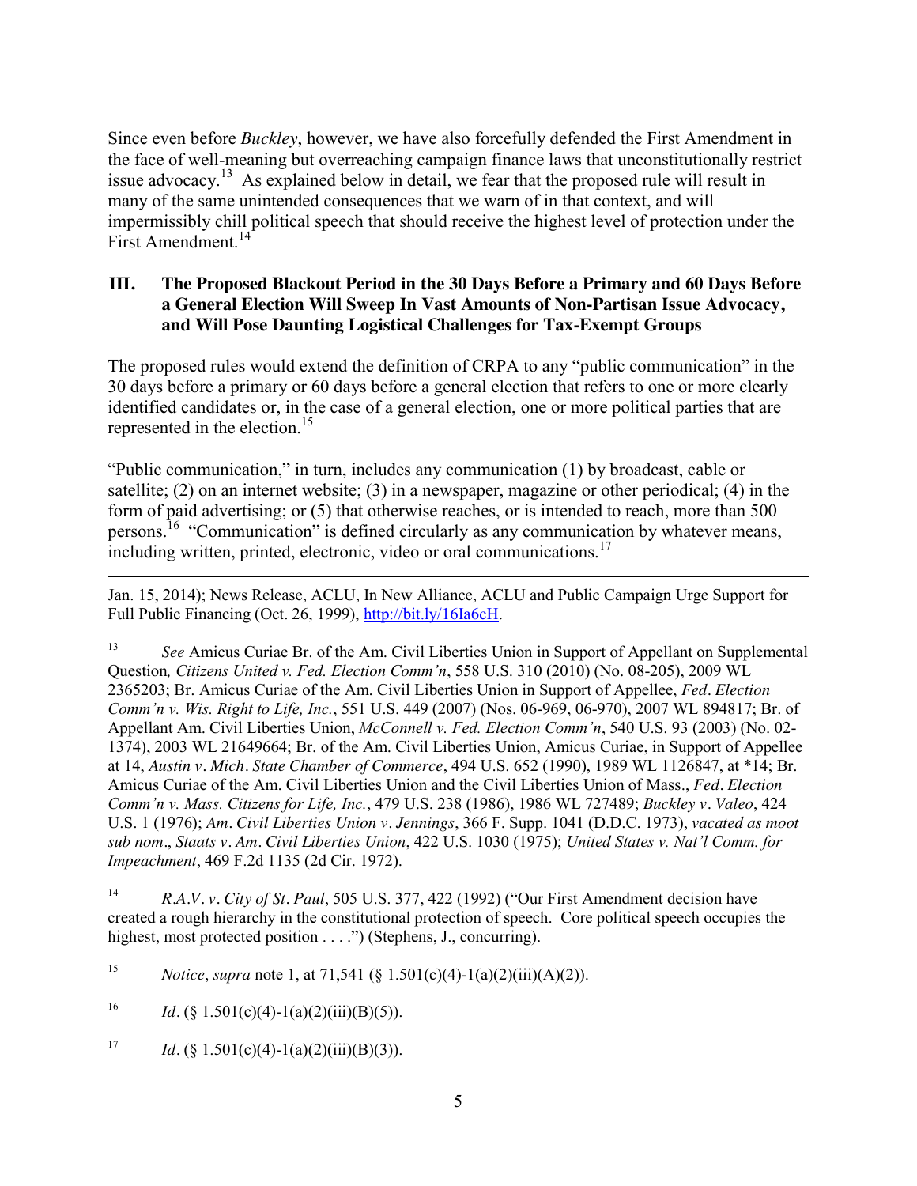Since even before *Buckley*, however, we have also forcefully defended the First Amendment in the face of well-meaning but overreaching campaign finance laws that unconstitutionally restrict issue advocacy.[13] As explained below in detail, we fear that the proposed rule will result in many of the same unintended consequences that we warn of in that context, and will impermissibly chill political speech that should receive the highest level of protection under the First Amendment.[14]

## III. The Proposed Blackout Period in the 30 Days Before a Primary and 60 Days Before a General Election Will Sweep In Vast Amounts of Non-Partisan Issue Advocacy, and Will Pose Daunting Logistical Challenges for Tax-Exempt Groups

The proposed rules would extend the definition of CRPA to any "public communication" in the 30 days before a primary or 60 days before a general election that refers to one or more clearly identified candidates or, in the case of a general election, one or more political parties that are represented in the election.[15]

"Public communication," in turn, includes any communication (1) by broadcast, cable or satellite; (2) on an internet website; (3) in a newspaper, magazine or other periodical; (4) in the form of paid advertising; or (5) that otherwise reaches, or is intended to reach, more than 500 persons.[16] "Communication" is defined circularly as any communication by whatever means, including written, printed, electronic, video or oral communications.[17]

---

Jan. 15, 2014); News Release, ACLU, In New Alliance, ACLU and Public Campaign Urge Support for Full Public Financing (Oct. 26, 1999), http://bit.ly/16Ia6cH.

[13] *See* Amicus Curiae Br. of the Am. Civil Liberties Union in Support of Appellant on Supplemental Question*, Citizens United v. Fed. Election Comm'n*, 558 U.S. 310 (2010) (No. 08-205), 2009 WL 2365203; Br. Amicus Curiae of the Am. Civil Liberties Union in Support of Appellee, *Fed. Election Comm'n v. Wis. Right to Life, Inc.*, 551 U.S. 449 (2007) (Nos. 06-969, 06-970), 2007 WL 894817; Br. of Appellant Am. Civil Liberties Union, *McConnell v. Fed. Election Comm'n*, 540 U.S. 93 (2003) (No. 02-1374), 2003 WL 21649664; Br. of the Am. Civil Liberties Union, Amicus Curiae, in Support of Appellee at 14, *Austin v. Mich. State Chamber of Commerce*, 494 U.S. 652 (1990), 1989 WL 1126847, at *14; Br. Amicus Curiae of the Am. Civil Liberties Union and the Civil Liberties Union of Mass., *Fed. Election Comm'n v. Mass. Citizens for Life, Inc.*, 479 U.S. 238 (1986), 1986 WL 727489; *Buckley v. Valeo*, 424 U.S. 1 (1976); *Am. Civil Liberties Union v. Jennings*, 366 F. Supp. 1041 (D.D.C. 1973), *vacated as moot sub nom*., *Staats v. Am. Civil Liberties Union*, 422 U.S. 1030 (1975); *United States v. Nat'l Comm. for Impeachment*, 469 F.2d 1135 (2d Cir. 1972).

[14] *R.A.V. v. City of St. Paul*, 505 U.S. 377, 422 (1992) ("Our First Amendment decision have created a rough hierarchy in the constitutional protection of speech. Core political speech occupies the highest, most protected position . . . .") (Stephens, J., concurring).

[15] *Notice*, *supra* note 1, at 71,541 (§ 1.501(c)(4)-1(a)(2)(iii)(A)(2)).

[16] *Id*. (§ 1.501(c)(4)-1(a)(2)(iii)(B)(5)).

[17] *Id*. (§ 1.501(c)(4)-1(a)(2)(iii)(B)(3)).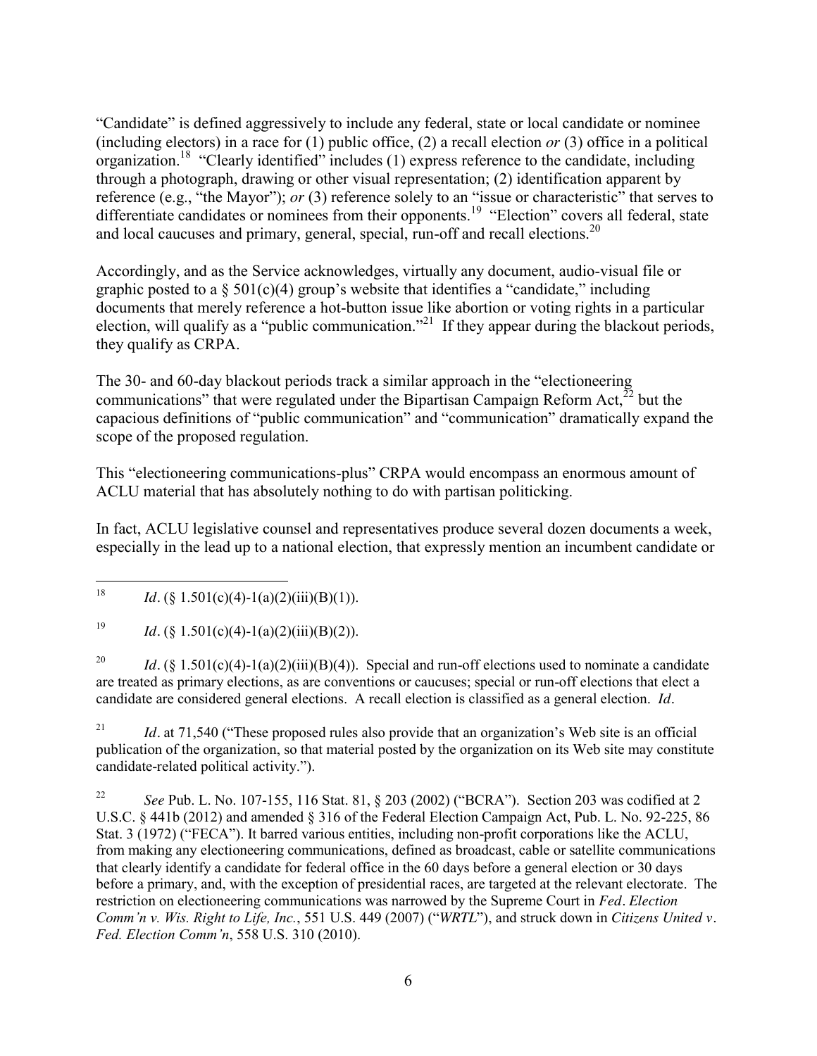"Candidate" is defined aggressively to include any federal, state or local candidate or nominee (including electors) in a race for (1) public office, (2) a recall election *or* (3) office in a political organization.[18] "Clearly identified" includes (1) express reference to the candidate, including through a photograph, drawing or other visual representation; (2) identification apparent by reference (e.g., "the Mayor"); *or* (3) reference solely to an "issue or characteristic" that serves to differentiate candidates or nominees from their opponents.[19] "Election" covers all federal, state and local caucuses and primary, general, special, run-off and recall elections.[20]

Accordingly, and as the Service acknowledges, virtually any document, audio-visual file or graphic posted to a § 501(c)(4) group's website that identifies a "candidate," including documents that merely reference a hot-button issue like abortion or voting rights in a particular election, will qualify as a "public communication."[21] If they appear during the blackout periods, they qualify as CRPA.

The 30- and 60-day blackout periods track a similar approach in the "electioneering communications" that were regulated under the Bipartisan Campaign Reform Act,[22] but the capacious definitions of "public communication" and "communication" dramatically expand the scope of the proposed regulation.

This "electioneering communications-plus" CRPA would encompass an enormous amount of ACLU material that has absolutely nothing to do with partisan politicking.

In fact, ACLU legislative counsel and representatives produce several dozen documents a week, especially in the lead up to a national election, that expressly mention an incumbent candidate or

---

[18] *Id*. (§ 1.501(c)(4)-1(a)(2)(iii)(B)(1)).

[19] *Id*. (§ 1.501(c)(4)-1(a)(2)(iii)(B)(2)).

[20] *Id*. (§ 1.501(c)(4)-1(a)(2)(iii)(B)(4)). Special and run-off elections used to nominate a candidate are treated as primary elections, as are conventions or caucuses; special or run-off elections that elect a candidate are considered general elections. A recall election is classified as a general election. *Id*.

[21] *Id*. at 71,540 ("These proposed rules also provide that an organization's Web site is an official publication of the organization, so that material posted by the organization on its Web site may constitute candidate-related political activity.").

[22] *See* Pub. L. No. 107-155, 116 Stat. 81, § 203 (2002) ("BCRA"). Section 203 was codified at 2 U.S.C. § 441b (2012) and amended § 316 of the Federal Election Campaign Act, Pub. L. No. 92-225, 86 Stat. 3 (1972) ("FECA"). It barred various entities, including non-profit corporations like the ACLU, from making any electioneering communications, defined as broadcast, cable or satellite communications that clearly identify a candidate for federal office in the 60 days before a general election or 30 days before a primary, and, with the exception of presidential races, are targeted at the relevant electorate. The restriction on electioneering communications was narrowed by the Supreme Court in *Fed. Election Comm'n v. Wis. Right to Life, Inc.*, 551 U.S. 449 (2007) ("*WRTL*"), and struck down in *Citizens United v. Fed. Election Comm'n*, 558 U.S. 310 (2010).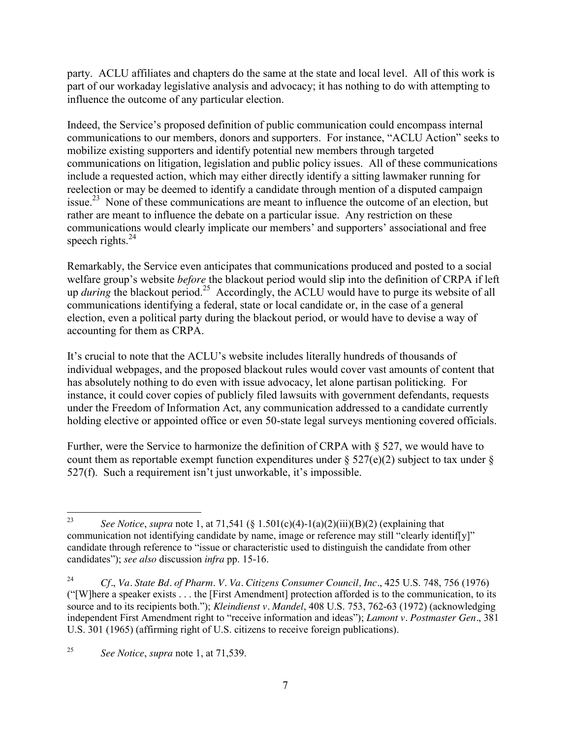party. ACLU affiliates and chapters do the same at the state and local level. All of this work is part of our workaday legislative analysis and advocacy; it has nothing to do with attempting to influence the outcome of any particular election.

Indeed, the Service's proposed definition of public communication could encompass internal communications to our members, donors and supporters. For instance, "ACLU Action" seeks to mobilize existing supporters and identify potential new members through targeted communications on litigation, legislation and public policy issues. All of these communications include a requested action, which may either directly identify a sitting lawmaker running for reelection or may be deemed to identify a candidate through mention of a disputed campaign issue.[23] None of these communications are meant to influence the outcome of an election, but rather are meant to influence the debate on a particular issue. Any restriction on these communications would clearly implicate our members' and supporters' associational and free speech rights.[24]

Remarkably, the Service even anticipates that communications produced and posted to a social welfare group's website *before* the blackout period would slip into the definition of CRPA if left up *during* the blackout period.[25] Accordingly, the ACLU would have to purge its website of all communications identifying a federal, state or local candidate or, in the case of a general election, even a political party during the blackout period, or would have to devise a way of accounting for them as CRPA.

It's crucial to note that the ACLU's website includes literally hundreds of thousands of individual webpages, and the proposed blackout rules would cover vast amounts of content that has absolutely nothing to do even with issue advocacy, let alone partisan politicking. For instance, it could cover copies of publicly filed lawsuits with government defendants, requests under the Freedom of Information Act, any communication addressed to a candidate currently holding elective or appointed office or even 50-state legal surveys mentioning covered officials.

Further, were the Service to harmonize the definition of CRPA with § 527, we would have to count them as reportable exempt function expenditures under § 527(e)(2) subject to tax under § 527(f). Such a requirement isn't just unworkable, it's impossible.

---

[23] *See Notice*, *supra* note 1, at 71,541 (§ 1.501(c)(4)-1(a)(2)(iii)(B)(2) (explaining that communication not identifying candidate by name, image or reference may still "clearly identif[y]" candidate through reference to "issue or characteristic used to distinguish the candidate from other candidates"); *see also* discussion *infra* pp. 15-16.

[24] *Cf*., *Va. State Bd. of Pharm. V. Va. Citizens Consumer Council, Inc*., 425 U.S. 748, 756 (1976) ("[W]here a speaker exists . . . the [First Amendment] protection afforded is to the communication, to its source and to its recipients both."); *Kleindienst v. Mandel*, 408 U.S. 753, 762-63 (1972) (acknowledging independent First Amendment right to "receive information and ideas"); *Lamont v. Postmaster Gen*., 381 U.S. 301 (1965) (affirming right of U.S. citizens to receive foreign publications).

[25] *See Notice*, *supra* note 1, at 71,539.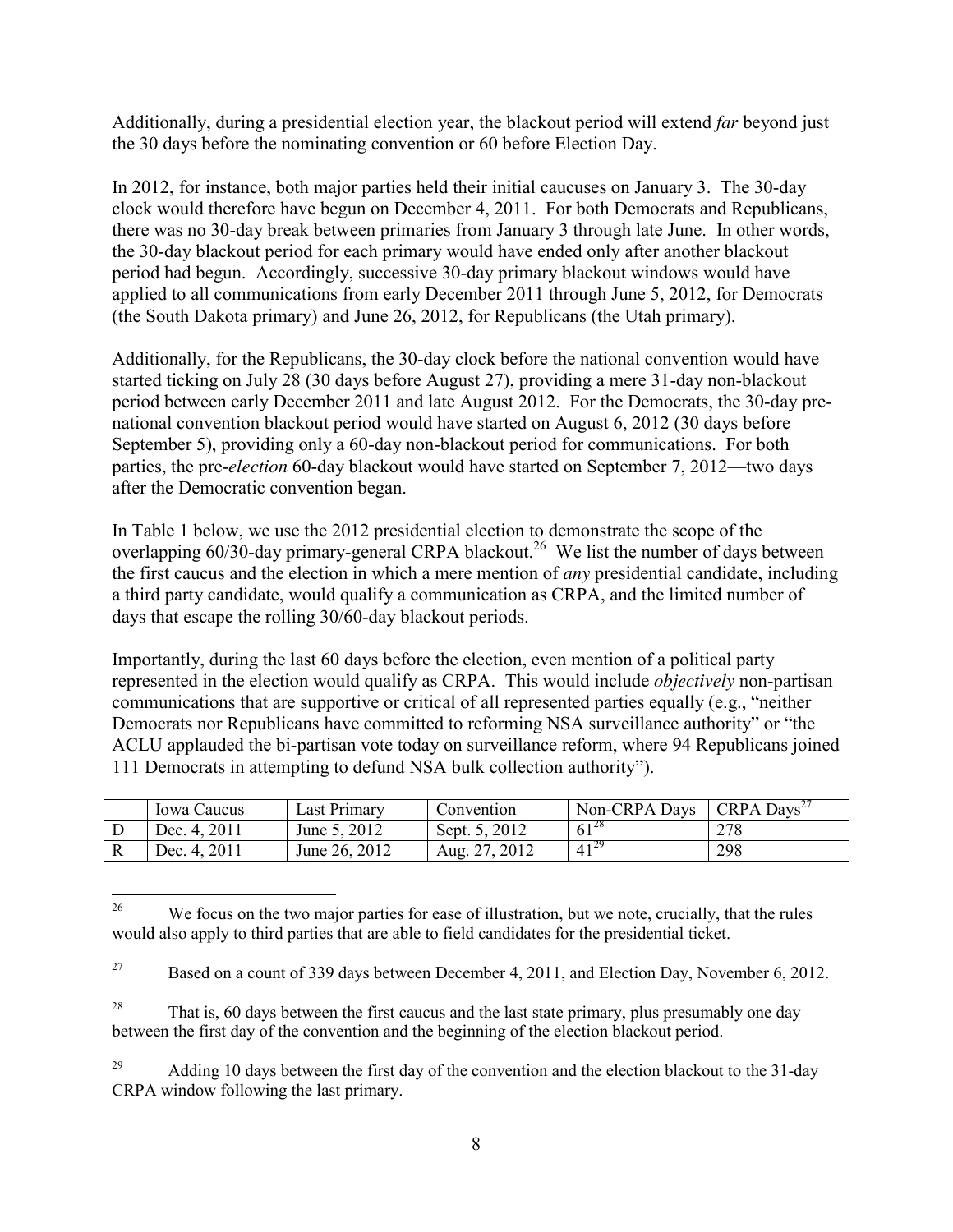Additionally, during a presidential election year, the blackout period will extend *far* beyond just the 30 days before the nominating convention or 60 before Election Day.

In 2012, for instance, both major parties held their initial caucuses on January 3. The 30-day clock would therefore have begun on December 4, 2011. For both Democrats and Republicans, there was no 30-day break between primaries from January 3 through late June. In other words, the 30-day blackout period for each primary would have ended only after another blackout period had begun. Accordingly, successive 30-day primary blackout windows would have applied to all communications from early December 2011 through June 5, 2012, for Democrats (the South Dakota primary) and June 26, 2012, for Republicans (the Utah primary).

Additionally, for the Republicans, the 30-day clock before the national convention would have started ticking on July 28 (30 days before August 27), providing a mere 31-day non-blackout period between early December 2011 and late August 2012. For the Democrats, the 30-day pre-national convention blackout period would have started on August 6, 2012 (30 days before September 5), providing only a 60-day non-blackout period for communications. For both parties, the pre-*election* 60-day blackout would have started on September 7, 2012—two days after the Democratic convention began.

In Table 1 below, we use the 2012 presidential election to demonstrate the scope of the overlapping 60/30-day primary-general CRPA blackout.[26] We list the number of days between the first caucus and the election in which a mere mention of *any* presidential candidate, including a third party candidate, would qualify a communication as CRPA, and the limited number of days that escape the rolling 30/60-day blackout periods.

Importantly, during the last 60 days before the election, even mention of a political party represented in the election would qualify as CRPA. This would include *objectively* non-partisan communications that are supportive or critical of all represented parties equally (e.g., "neither Democrats nor Republicans have committed to reforming NSA surveillance authority" or "the ACLU applauded the bi-partisan vote today on surveillance reform, where 94 Republicans joined 111 Democrats in attempting to defund NSA bulk collection authority").

| | Iowa Caucus | Last Primary | Convention | Non-CRPA Days | CRPA Days[27] |
|---|---|---|---|---|---|
| D | Dec. 4, 2011 | June 5, 2012 | Sept. 5, 2012 | 61[28] | 278 |
| R | Dec. 4, 2011 | June 26, 2012 | Aug. 27, 2012 | 41[29] | 298 |

[26] We focus on the two major parties for ease of illustration, but we note, crucially, that the rules would also apply to third parties that are able to field candidates for the presidential ticket.

[27] Based on a count of 339 days between December 4, 2011, and Election Day, November 6, 2012.

[28] That is, 60 days between the first caucus and the last state primary, plus presumably one day between the first day of the convention and the beginning of the election blackout period.

[29] Adding 10 days between the first day of the convention and the election blackout to the 31-day CRPA window following the last primary.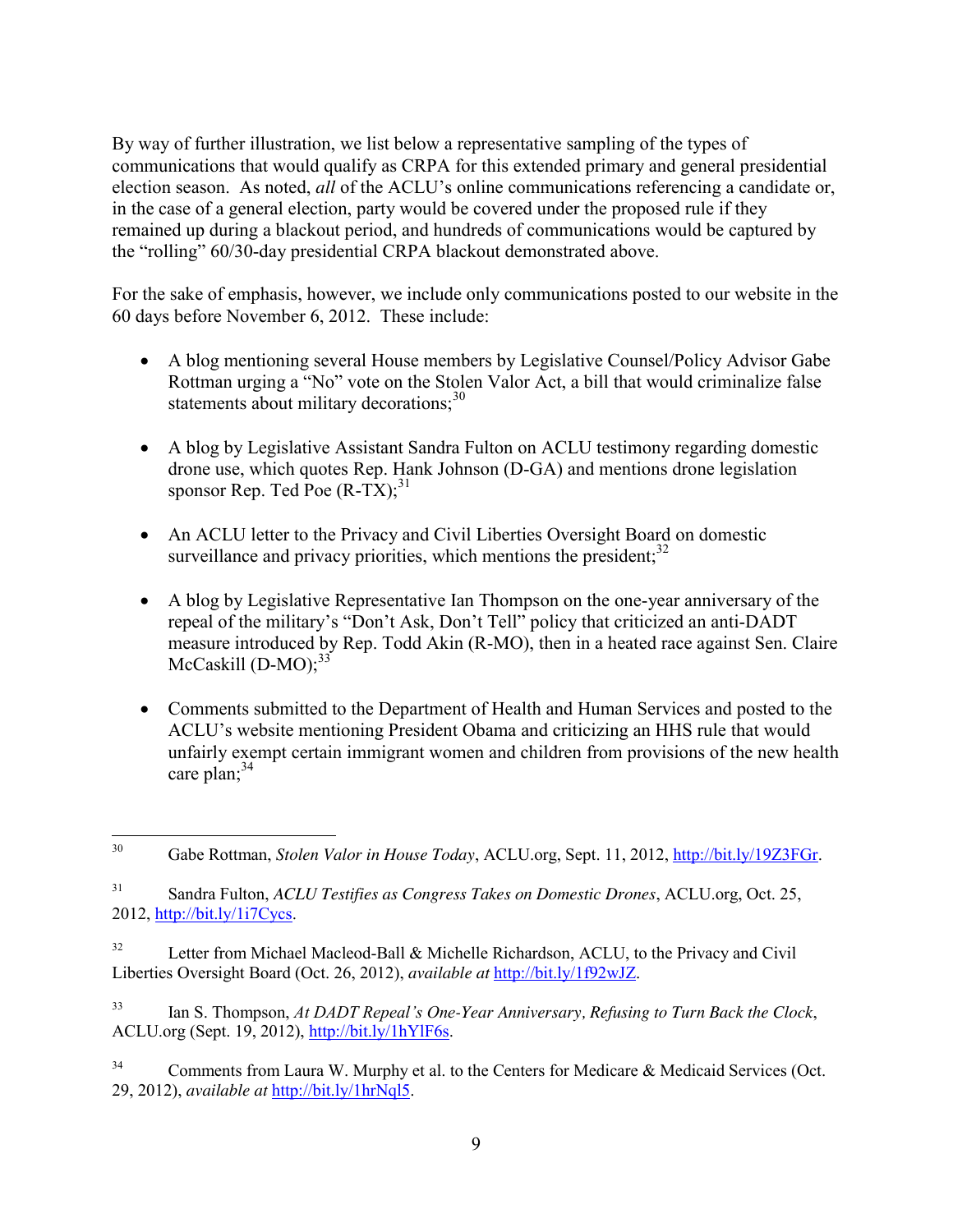By way of further illustration, we list below a representative sampling of the types of communications that would qualify as CRPA for this extended primary and general presidential election season. As noted, *all* of the ACLU's online communications referencing a candidate or, in the case of a general election, party would be covered under the proposed rule if they remained up during a blackout period, and hundreds of communications would be captured by the "rolling" 60/30-day presidential CRPA blackout demonstrated above.

For the sake of emphasis, however, we include only communications posted to our website in the 60 days before November 6, 2012. These include:

- A blog mentioning several House members by Legislative Counsel/Policy Advisor Gabe Rottman urging a "No" vote on the Stolen Valor Act, a bill that would criminalize false statements about military decorations;[30]

- A blog by Legislative Assistant Sandra Fulton on ACLU testimony regarding domestic drone use, which quotes Rep. Hank Johnson (D-GA) and mentions drone legislation sponsor Rep. Ted Poe (R-TX);[31]

- An ACLU letter to the Privacy and Civil Liberties Oversight Board on domestic surveillance and privacy priorities, which mentions the president;[32]

- A blog by Legislative Representative Ian Thompson on the one-year anniversary of the repeal of the military's "Don't Ask, Don't Tell" policy that criticized an anti-DADT measure introduced by Rep. Todd Akin (R-MO), then in a heated race against Sen. Claire McCaskill (D-MO);[33]

- Comments submitted to the Department of Health and Human Services and posted to the ACLU's website mentioning President Obama and criticizing an HHS rule that would unfairly exempt certain immigrant women and children from provisions of the new health care plan;[34]

---

[30] Gabe Rottman, *Stolen Valor in House Today*, ACLU.org, Sept. 11, 2012, http://bit.ly/19Z3FGr.

[31] Sandra Fulton, *ACLU Testifies as Congress Takes on Domestic Drones*, ACLU.org, Oct. 25, 2012, http://bit.ly/1i7Cycs.

[32] Letter from Michael Macleod-Ball & Michelle Richardson, ACLU, to the Privacy and Civil Liberties Oversight Board (Oct. 26, 2012), *available at* http://bit.ly/1f92wJZ.

[33] Ian S. Thompson, *At DADT Repeal's One-Year Anniversary, Refusing to Turn Back the Clock*, ACLU.org (Sept. 19, 2012), http://bit.ly/1hYlF6s.

[34] Comments from Laura W. Murphy et al. to the Centers for Medicare & Medicaid Services (Oct. 29, 2012), *available at* http://bit.ly/1hrNql5.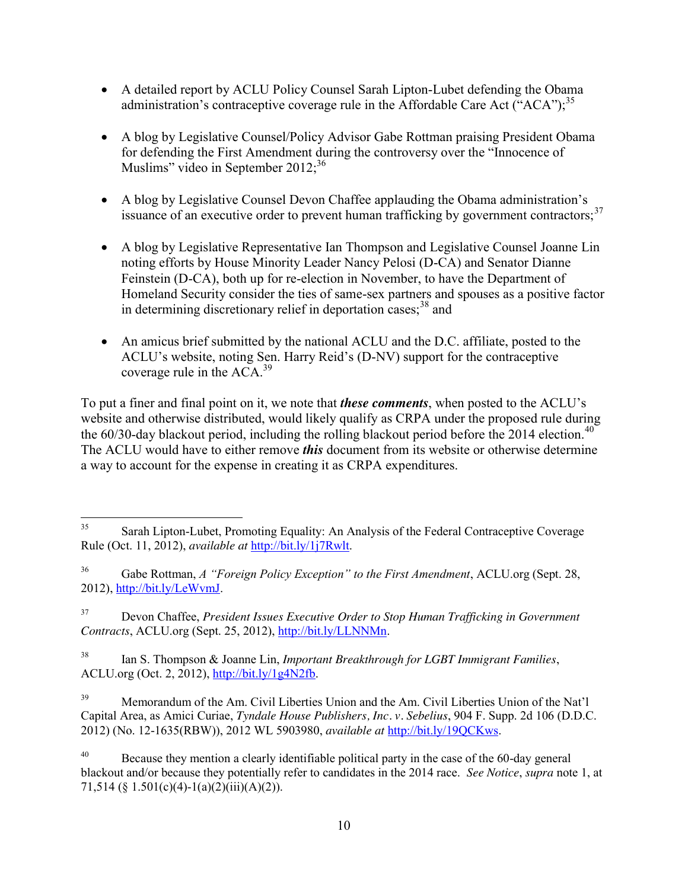- A detailed report by ACLU Policy Counsel Sarah Lipton-Lubet defending the Obama administration's contraceptive coverage rule in the Affordable Care Act ("ACA");[35]

- A blog by Legislative Counsel/Policy Advisor Gabe Rottman praising President Obama for defending the First Amendment during the controversy over the "Innocence of Muslims" video in September 2012;[36]

- A blog by Legislative Counsel Devon Chaffee applauding the Obama administration's issuance of an executive order to prevent human trafficking by government contractors;[37]

- A blog by Legislative Representative Ian Thompson and Legislative Counsel Joanne Lin noting efforts by House Minority Leader Nancy Pelosi (D-CA) and Senator Dianne Feinstein (D-CA), both up for re-election in November, to have the Department of Homeland Security consider the ties of same-sex partners and spouses as a positive factor in determining discretionary relief in deportation cases;[38] and

- An amicus brief submitted by the national ACLU and the D.C. affiliate, posted to the ACLU's website, noting Sen. Harry Reid's (D-NV) support for the contraceptive coverage rule in the ACA.[39]

To put a finer and final point on it, we note that ***these comments***, when posted to the ACLU's website and otherwise distributed, would likely qualify as CRPA under the proposed rule during the 60/30-day blackout period, including the rolling blackout period before the 2014 election.[40] The ACLU would have to either remove ***this*** document from its website or otherwise determine a way to account for the expense in creating it as CRPA expenditures.

---

[35] Sarah Lipton-Lubet, Promoting Equality: An Analysis of the Federal Contraceptive Coverage Rule (Oct. 11, 2012), *available at* http://bit.ly/1j7Rwlt.

[36] Gabe Rottman, *A "Foreign Policy Exception" to the First Amendment*, ACLU.org (Sept. 28, 2012), http://bit.ly/LeWvmJ.

[37] Devon Chaffee, *President Issues Executive Order to Stop Human Trafficking in Government Contracts*, ACLU.org (Sept. 25, 2012), http://bit.ly/LLNNMn.

[38] Ian S. Thompson & Joanne Lin, *Important Breakthrough for LGBT Immigrant Families*, ACLU.org (Oct. 2, 2012), http://bit.ly/1g4N2fb.

[39] Memorandum of the Am. Civil Liberties Union and the Am. Civil Liberties Union of the Nat'l Capital Area, as Amici Curiae, *Tyndale House Publishers, Inc*. *v*. *Sebelius*, 904 F. Supp. 2d 106 (D.D.C. 2012) (No. 12-1635(RBW)), 2012 WL 5903980, *available at* http://bit.ly/19QCKws.

[40] Because they mention a clearly identifiable political party in the case of the 60-day general blackout and/or because they potentially refer to candidates in the 2014 race. *See Notice*, *supra* note 1, at 71,514 (§ 1.501(c)(4)-1(a)(2)(iii)(A)(2)).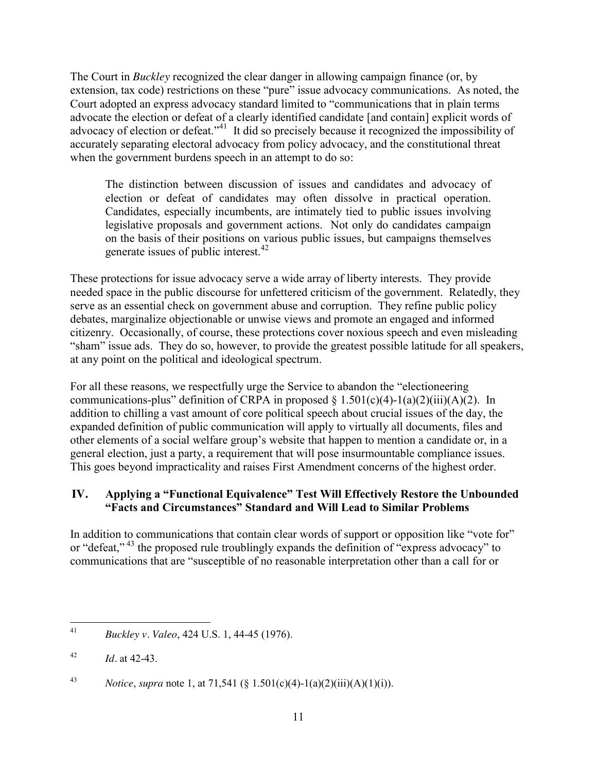The Court in *Buckley* recognized the clear danger in allowing campaign finance (or, by extension, tax code) restrictions on these "pure" issue advocacy communications. As noted, the Court adopted an express advocacy standard limited to "communications that in plain terms advocate the election or defeat of a clearly identified candidate [and contain] explicit words of advocacy of election or defeat."[41] It did so precisely because it recognized the impossibility of accurately separating electoral advocacy from policy advocacy, and the constitutional threat when the government burdens speech in an attempt to do so:

> The distinction between discussion of issues and candidates and advocacy of election or defeat of candidates may often dissolve in practical operation. Candidates, especially incumbents, are intimately tied to public issues involving legislative proposals and government actions. Not only do candidates campaign on the basis of their positions on various public issues, but campaigns themselves generate issues of public interest.[42]

These protections for issue advocacy serve a wide array of liberty interests. They provide needed space in the public discourse for unfettered criticism of the government. Relatedly, they serve as an essential check on government abuse and corruption. They refine public policy debates, marginalize objectionable or unwise views and promote an engaged and informed citizenry. Occasionally, of course, these protections cover noxious speech and even misleading "sham" issue ads. They do so, however, to provide the greatest possible latitude for all speakers, at any point on the political and ideological spectrum.

For all these reasons, we respectfully urge the Service to abandon the "electioneering communications-plus" definition of CRPA in proposed § 1.501(c)(4)-1(a)(2)(iii)(A)(2). In addition to chilling a vast amount of core political speech about crucial issues of the day, the expanded definition of public communication will apply to virtually all documents, files and other elements of a social welfare group's website that happen to mention a candidate or, in a general election, just a party, a requirement that will pose insurmountable compliance issues. This goes beyond impracticality and raises First Amendment concerns of the highest order.

## IV. Applying a "Functional Equivalence" Test Will Effectively Restore the Unbounded "Facts and Circumstances" Standard and Will Lead to Similar Problems

In addition to communications that contain clear words of support or opposition like "vote for" or "defeat,"[43] the proposed rule troublingly expands the definition of "express advocacy" to communications that are "susceptible of no reasonable interpretation other than a call for or

---

[41] *Buckley v. Valeo*, 424 U.S. 1, 44-45 (1976).

[42] *Id*. at 42-43.

[43] *Notice*, *supra* note 1, at 71,541 (§ 1.501(c)(4)-1(a)(2)(iii)(A)(1)(i)).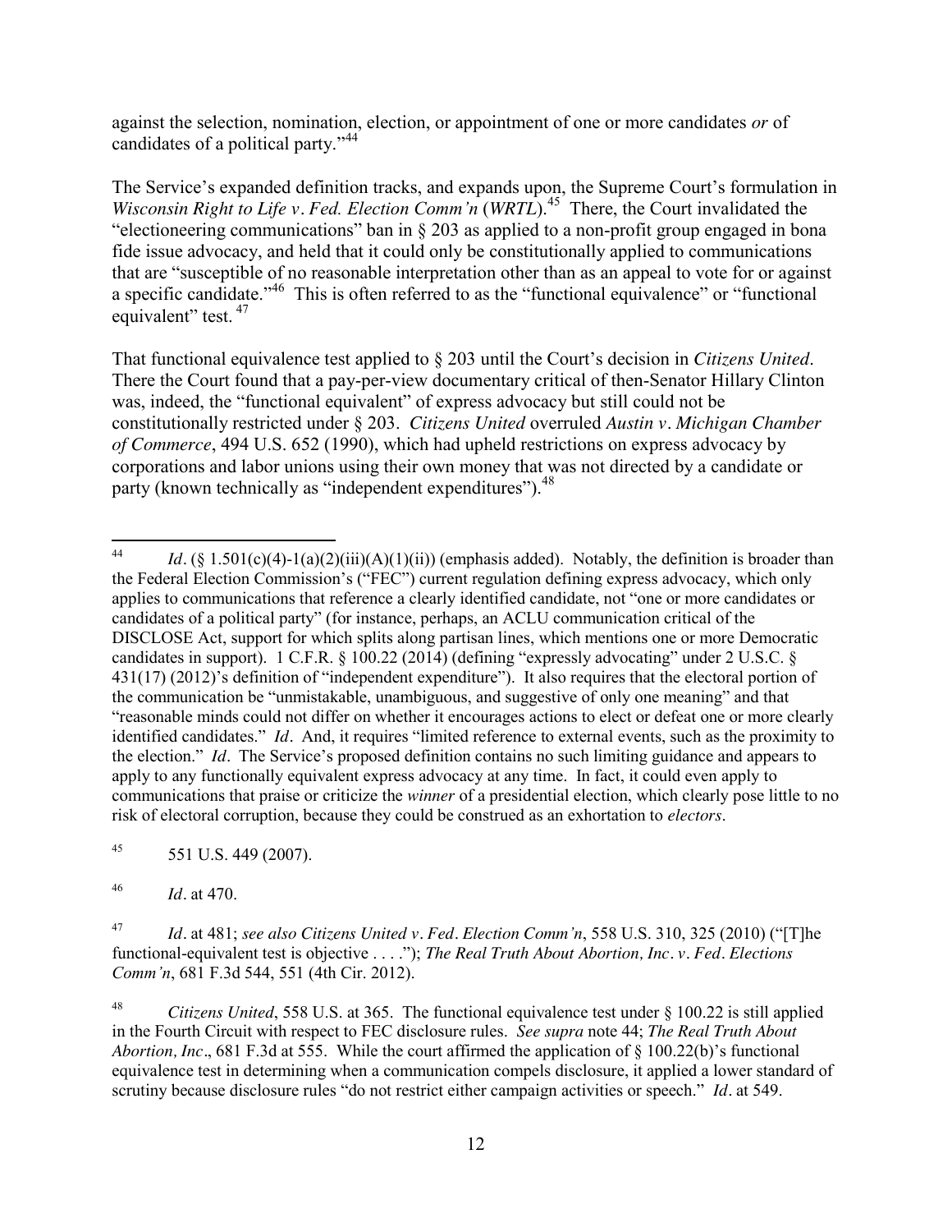against the selection, nomination, election, or appointment of one or more candidates *or* of candidates of a political party."[44]

The Service's expanded definition tracks, and expands upon, the Supreme Court's formulation in *Wisconsin Right to Life v. Fed. Election Comm'n* (*WRTL*).[45] There, the Court invalidated the "electioneering communications" ban in § 203 as applied to a non-profit group engaged in bona fide issue advocacy, and held that it could only be constitutionally applied to communications that are "susceptible of no reasonable interpretation other than as an appeal to vote for or against a specific candidate."[46] This is often referred to as the "functional equivalence" or "functional equivalent" test.[47]

That functional equivalence test applied to § 203 until the Court's decision in *Citizens United*. There the Court found that a pay-per-view documentary critical of then-Senator Hillary Clinton was, indeed, the "functional equivalent" of express advocacy but still could not be constitutionally restricted under § 203. *Citizens United* overruled *Austin v. Michigan Chamber of Commerce*, 494 U.S. 652 (1990), which had upheld restrictions on express advocacy by corporations and labor unions using their own money that was not directed by a candidate or party (known technically as "independent expenditures").[48]

---

[44] *Id.* (§ 1.501(c)(4)-1(a)(2)(iii)(A)(1)(ii)) (emphasis added). Notably, the definition is broader than the Federal Election Commission's ("FEC") current regulation defining express advocacy, which only applies to communications that reference a clearly identified candidate, not "one or more candidates or candidates of a political party" (for instance, perhaps, an ACLU communication critical of the DISCLOSE Act, support for which splits along partisan lines, which mentions one or more Democratic candidates in support). 1 C.F.R. § 100.22 (2014) (defining "expressly advocating" under 2 U.S.C. § 431(17) (2012)'s definition of "independent expenditure"). It also requires that the electoral portion of the communication be "unmistakable, unambiguous, and suggestive of only one meaning" and that "reasonable minds could not differ on whether it encourages actions to elect or defeat one or more clearly identified candidates." *Id.* And, it requires "limited reference to external events, such as the proximity to the election." *Id.* The Service's proposed definition contains no such limiting guidance and appears to apply to any functionally equivalent express advocacy at any time. In fact, it could even apply to communications that praise or criticize the *winner* of a presidential election, which clearly pose little to no risk of electoral corruption, because they could be construed as an exhortation to *electors*.

[45] 551 U.S. 449 (2007).

[46] *Id.* at 470.

[47] *Id.* at 481; *see also Citizens United v. Fed. Election Comm'n*, 558 U.S. 310, 325 (2010) ("[T]he functional-equivalent test is objective . . . ."); *The Real Truth About Abortion, Inc. v. Fed. Elections Comm'n*, 681 F.3d 544, 551 (4th Cir. 2012).

[48] *Citizens United*, 558 U.S. at 365. The functional equivalence test under § 100.22 is still applied in the Fourth Circuit with respect to FEC disclosure rules. *See supra* note 44; *The Real Truth About Abortion, Inc.*, 681 F.3d at 555. While the court affirmed the application of § 100.22(b)'s functional equivalence test in determining when a communication compels disclosure, it applied a lower standard of scrutiny because disclosure rules "do not restrict either campaign activities or speech." *Id.* at 549.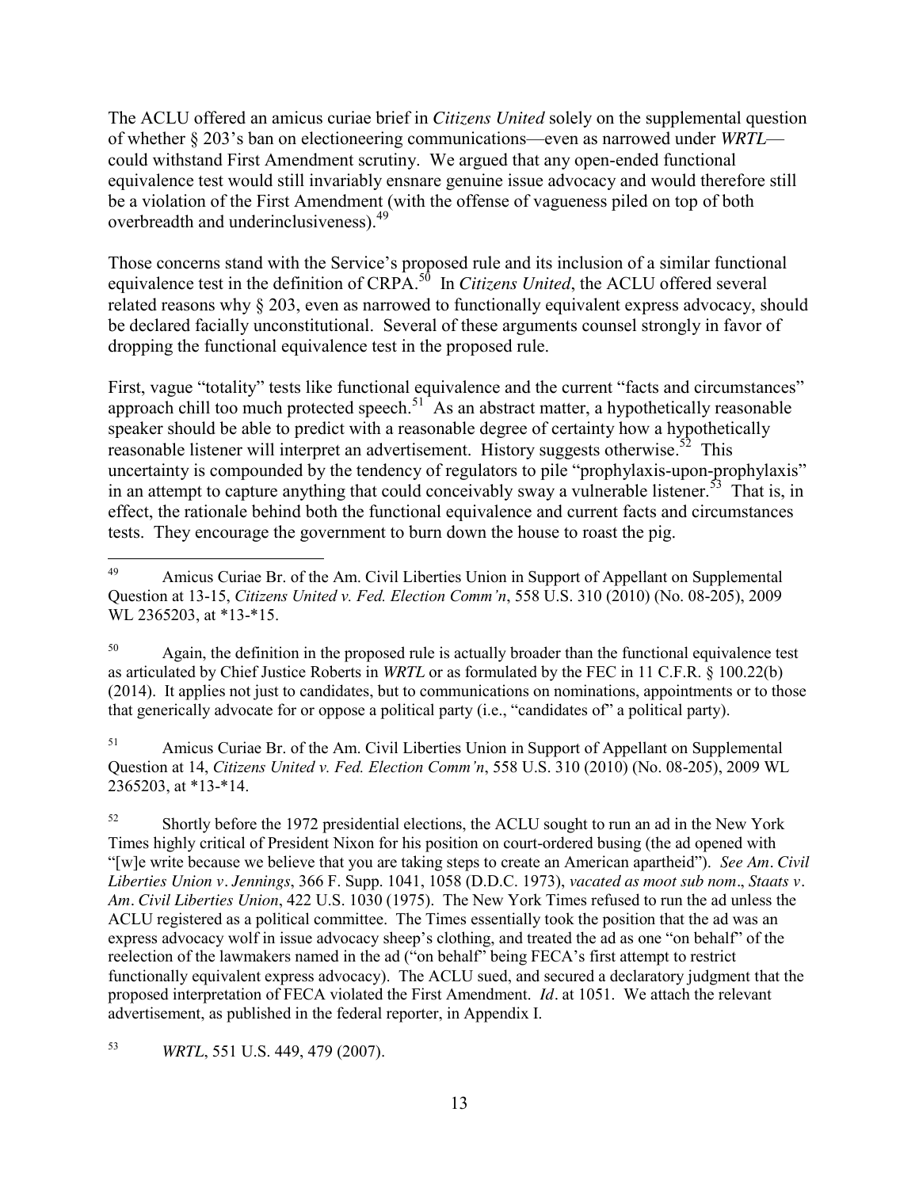The ACLU offered an amicus curiae brief in *Citizens United* solely on the supplemental question of whether § 203's ban on electioneering communications—even as narrowed under *WRTL*—could withstand First Amendment scrutiny. We argued that any open-ended functional equivalence test would still invariably ensnare genuine issue advocacy and would therefore still be a violation of the First Amendment (with the offense of vagueness piled on top of both overbreadth and underinclusiveness).[49]

Those concerns stand with the Service's proposed rule and its inclusion of a similar functional equivalence test in the definition of CRPA.[50] In *Citizens United*, the ACLU offered several related reasons why § 203, even as narrowed to functionally equivalent express advocacy, should be declared facially unconstitutional. Several of these arguments counsel strongly in favor of dropping the functional equivalence test in the proposed rule.

First, vague "totality" tests like functional equivalence and the current "facts and circumstances" approach chill too much protected speech.[51] As an abstract matter, a hypothetically reasonable speaker should be able to predict with a reasonable degree of certainty how a hypothetically reasonable listener will interpret an advertisement. History suggests otherwise.[52] This uncertainty is compounded by the tendency of regulators to pile "prophylaxis-upon-prophylaxis" in an attempt to capture anything that could conceivably sway a vulnerable listener.[53] That is, in effect, the rationale behind both the functional equivalence and current facts and circumstances tests. They encourage the government to burn down the house to roast the pig.

---

[49] Amicus Curiae Br. of the Am. Civil Liberties Union in Support of Appellant on Supplemental Question at 13-15, *Citizens United v. Fed. Election Comm'n*, 558 U.S. 310 (2010) (No. 08-205), 2009 WL 2365203, at *13-*15.

[50] Again, the definition in the proposed rule is actually broader than the functional equivalence test as articulated by Chief Justice Roberts in *WRTL* or as formulated by the FEC in 11 C.F.R. § 100.22(b) (2014). It applies not just to candidates, but to communications on nominations, appointments or to those that generically advocate for or oppose a political party (i.e., "candidates of" a political party).

[51] Amicus Curiae Br. of the Am. Civil Liberties Union in Support of Appellant on Supplemental Question at 14, *Citizens United v. Fed. Election Comm'n*, 558 U.S. 310 (2010) (No. 08-205), 2009 WL 2365203, at *13-*14.

[52] Shortly before the 1972 presidential elections, the ACLU sought to run an ad in the New York Times highly critical of President Nixon for his position on court-ordered busing (the ad opened with "[w]e write because we believe that you are taking steps to create an American apartheid"). *See Am. Civil Liberties Union v. Jennings*, 366 F. Supp. 1041, 1058 (D.D.C. 1973), *vacated as moot sub nom., Staats v. Am. Civil Liberties Union*, 422 U.S. 1030 (1975). The New York Times refused to run the ad unless the ACLU registered as a political committee. The Times essentially took the position that the ad was an express advocacy wolf in issue advocacy sheep's clothing, and treated the ad as one "on behalf" of the reelection of the lawmakers named in the ad ("on behalf" being FECA's first attempt to restrict functionally equivalent express advocacy). The ACLU sued, and secured a declaratory judgment that the proposed interpretation of FECA violated the First Amendment. *Id.* at 1051. We attach the relevant advertisement, as published in the federal reporter, in Appendix I.

[53] *WRTL*, 551 U.S. 449, 479 (2007).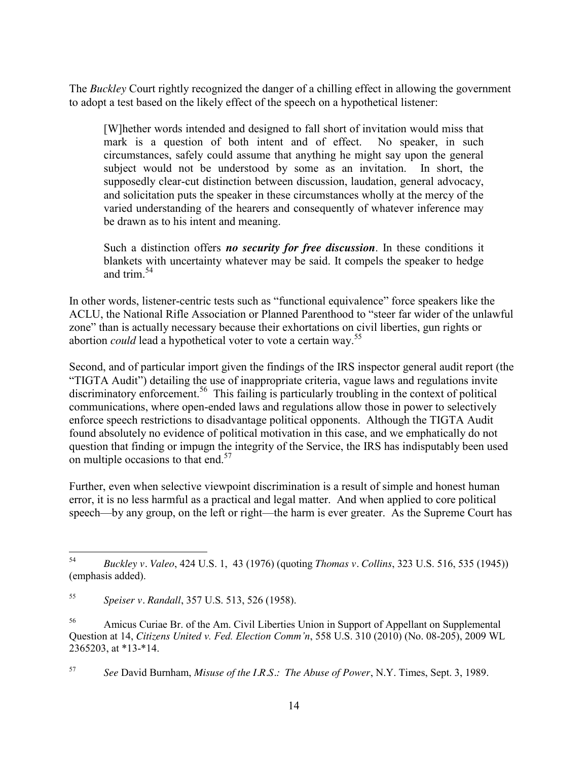The *Buckley* Court rightly recognized the danger of a chilling effect in allowing the government to adopt a test based on the likely effect of the speech on a hypothetical listener:

> [W]hether words intended and designed to fall short of invitation would miss that mark is a question of both intent and of effect. No speaker, in such circumstances, safely could assume that anything he might say upon the general subject would not be understood by some as an invitation. In short, the supposedly clear-cut distinction between discussion, laudation, general advocacy, and solicitation puts the speaker in these circumstances wholly at the mercy of the varied understanding of the hearers and consequently of whatever inference may be drawn as to his intent and meaning.
>
> Such a distinction offers ***no security for free discussion***. In these conditions it blankets with uncertainty whatever may be said. It compels the speaker to hedge and trim.[54]

In other words, listener-centric tests such as "functional equivalence" force speakers like the ACLU, the National Rifle Association or Planned Parenthood to "steer far wider of the unlawful zone" than is actually necessary because their exhortations on civil liberties, gun rights or abortion *could* lead a hypothetical voter to vote a certain way.[55]

Second, and of particular import given the findings of the IRS inspector general audit report (the "TIGTA Audit") detailing the use of inappropriate criteria, vague laws and regulations invite discriminatory enforcement.[56] This failing is particularly troubling in the context of political communications, where open-ended laws and regulations allow those in power to selectively enforce speech restrictions to disadvantage political opponents. Although the TIGTA Audit found absolutely no evidence of political motivation in this case, and we emphatically do not question that finding or impugn the integrity of the Service, the IRS has indisputably been used on multiple occasions to that end.[57]

Further, even when selective viewpoint discrimination is a result of simple and honest human error, it is no less harmful as a practical and legal matter. And when applied to core political speech—by any group, on the left or right—the harm is ever greater. As the Supreme Court has

---

[54] *Buckley v. Valeo*, 424 U.S. 1, 43 (1976) (quoting *Thomas v. Collins*, 323 U.S. 516, 535 (1945)) (emphasis added).

[55] *Speiser v. Randall*, 357 U.S. 513, 526 (1958).

[56] Amicus Curiae Br. of the Am. Civil Liberties Union in Support of Appellant on Supplemental Question at 14, *Citizens United v. Fed. Election Comm'n*, 558 U.S. 310 (2010) (No. 08-205), 2009 WL 2365203, at *13-*14.

[57] *See* David Burnham, *Misuse of the I.R.S.: The Abuse of Power*, N.Y. Times, Sept. 3, 1989.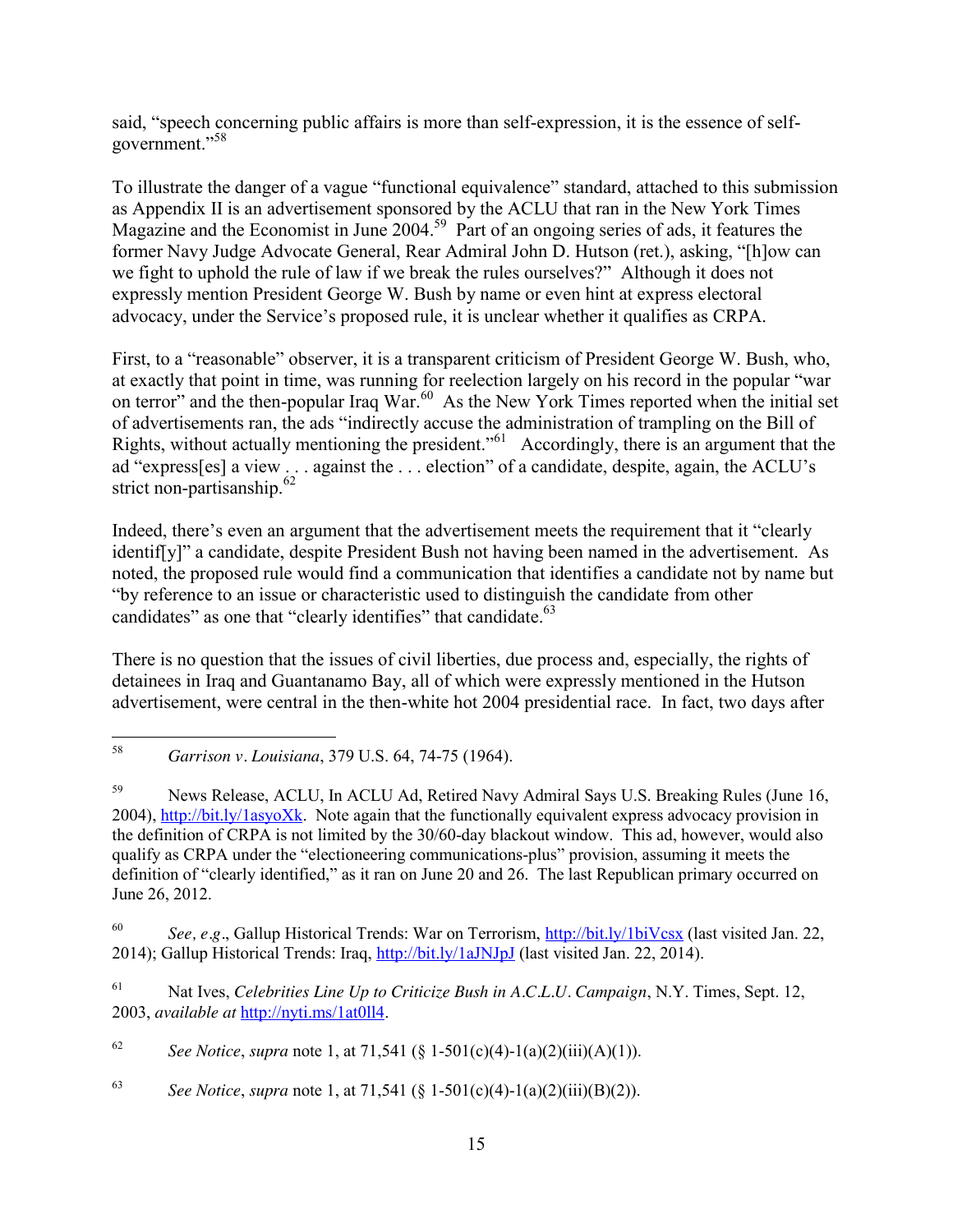said, "speech concerning public affairs is more than self-expression, it is the essence of self-government."[58]

To illustrate the danger of a vague "functional equivalence" standard, attached to this submission as Appendix II is an advertisement sponsored by the ACLU that ran in the New York Times Magazine and the Economist in June 2004.[59] Part of an ongoing series of ads, it features the former Navy Judge Advocate General, Rear Admiral John D. Hutson (ret.), asking, "[h]ow can we fight to uphold the rule of law if we break the rules ourselves?" Although it does not expressly mention President George W. Bush by name or even hint at express electoral advocacy, under the Service's proposed rule, it is unclear whether it qualifies as CRPA.

First, to a "reasonable" observer, it is a transparent criticism of President George W. Bush, who, at exactly that point in time, was running for reelection largely on his record in the popular "war on terror" and the then-popular Iraq War.[60] As the New York Times reported when the initial set of advertisements ran, the ads "indirectly accuse the administration of trampling on the Bill of Rights, without actually mentioning the president."[61] Accordingly, there is an argument that the ad "express[es] a view . . . against the . . . election" of a candidate, despite, again, the ACLU's strict non-partisanship.[62]

Indeed, there's even an argument that the advertisement meets the requirement that it "clearly identif[y]" a candidate, despite President Bush not having been named in the advertisement. As noted, the proposed rule would find a communication that identifies a candidate not by name but "by reference to an issue or characteristic used to distinguish the candidate from other candidates" as one that "clearly identifies" that candidate.[63]

There is no question that the issues of civil liberties, due process and, especially, the rights of detainees in Iraq and Guantanamo Bay, all of which were expressly mentioned in the Hutson advertisement, were central in the then-white hot 2004 presidential race. In fact, two days after

---

[58] *Garrison v. Louisiana*, 379 U.S. 64, 74-75 (1964).

[59] News Release, ACLU, In ACLU Ad, Retired Navy Admiral Says U.S. Breaking Rules (June 16, 2004), http://bit.ly/1asyoXk. Note again that the functionally equivalent express advocacy provision in the definition of CRPA is not limited by the 30/60-day blackout window. This ad, however, would also qualify as CRPA under the "electioneering communications-plus" provision, assuming it meets the definition of "clearly identified," as it ran on June 20 and 26. The last Republican primary occurred on June 26, 2012.

[60] *See, e.g.*, Gallup Historical Trends: War on Terrorism, http://bit.ly/1biVcsx (last visited Jan. 22, 2014); Gallup Historical Trends: Iraq, http://bit.ly/1aJNJpJ (last visited Jan. 22, 2014).

[61] Nat Ives, *Celebrities Line Up to Criticize Bush in A.C.L.U. Campaign*, N.Y. Times, Sept. 12, 2003, *available at* http://nyti.ms/1at0ll4.

[62] *See Notice*, *supra* note 1, at 71,541 (§ 1-501(c)(4)-1(a)(2)(iii)(A)(1)).

[63] *See Notice*, *supra* note 1, at 71,541 (§ 1-501(c)(4)-1(a)(2)(iii)(B)(2)).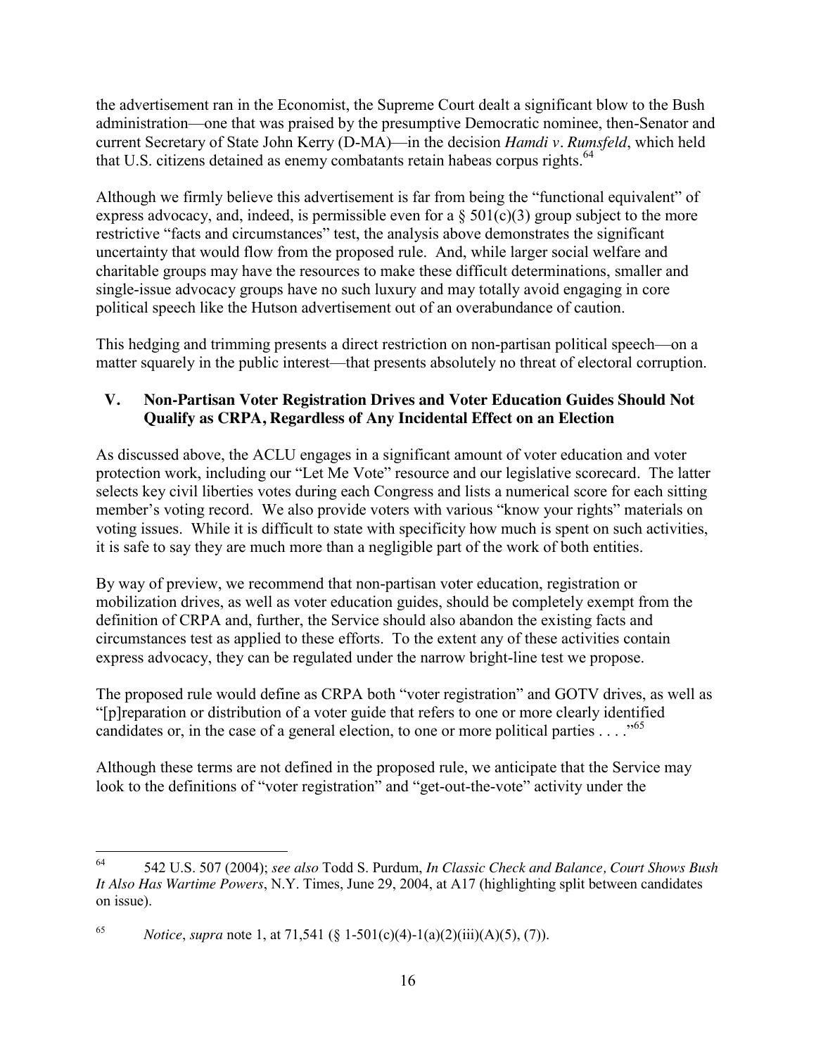the advertisement ran in the Economist, the Supreme Court dealt a significant blow to the Bush administration—one that was praised by the presumptive Democratic nominee, then-Senator and current Secretary of State John Kerry (D-MA)—in the decision *Hamdi v. Rumsfeld*, which held that U.S. citizens detained as enemy combatants retain habeas corpus rights.[64]

Although we firmly believe this advertisement is far from being the "functional equivalent" of express advocacy, and, indeed, is permissible even for a § 501(c)(3) group subject to the more restrictive "facts and circumstances" test, the analysis above demonstrates the significant uncertainty that would flow from the proposed rule. And, while larger social welfare and charitable groups may have the resources to make these difficult determinations, smaller and single-issue advocacy groups have no such luxury and may totally avoid engaging in core political speech like the Hutson advertisement out of an overabundance of caution.

This hedging and trimming presents a direct restriction on non-partisan political speech—on a matter squarely in the public interest—that presents absolutely no threat of electoral corruption.

## V. Non-Partisan Voter Registration Drives and Voter Education Guides Should Not Qualify as CRPA, Regardless of Any Incidental Effect on an Election

As discussed above, the ACLU engages in a significant amount of voter education and voter protection work, including our "Let Me Vote" resource and our legislative scorecard. The latter selects key civil liberties votes during each Congress and lists a numerical score for each sitting member's voting record. We also provide voters with various "know your rights" materials on voting issues. While it is difficult to state with specificity how much is spent on such activities, it is safe to say they are much more than a negligible part of the work of both entities.

By way of preview, we recommend that non-partisan voter education, registration or mobilization drives, as well as voter education guides, should be completely exempt from the definition of CRPA and, further, the Service should also abandon the existing facts and circumstances test as applied to these efforts. To the extent any of these activities contain express advocacy, they can be regulated under the narrow bright-line test we propose.

The proposed rule would define as CRPA both "voter registration" and GOTV drives, as well as "[p]reparation or distribution of a voter guide that refers to one or more clearly identified candidates or, in the case of a general election, to one or more political parties . . . ."[65]

Although these terms are not defined in the proposed rule, we anticipate that the Service may look to the definitions of "voter registration" and "get-out-the-vote" activity under the

---

[64] 542 U.S. 507 (2004); *see also* Todd S. Purdum, *In Classic Check and Balance, Court Shows Bush It Also Has Wartime Powers*, N.Y. Times, June 29, 2004, at A17 (highlighting split between candidates on issue).

[65] *Notice*, *supra* note 1, at 71,541 (§ 1-501(c)(4)-1(a)(2)(iii)(A)(5), (7)).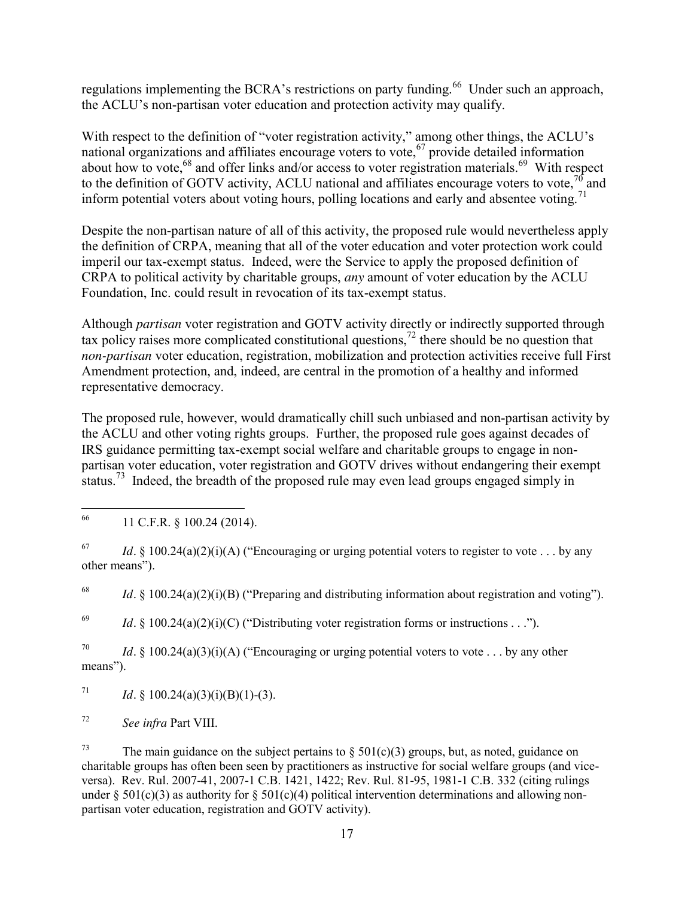regulations implementing the BCRA's restrictions on party funding.[66] Under such an approach, the ACLU's non-partisan voter education and protection activity may qualify.

With respect to the definition of "voter registration activity," among other things, the ACLU's national organizations and affiliates encourage voters to vote,[67] provide detailed information about how to vote,[68] and offer links and/or access to voter registration materials.[69] With respect to the definition of GOTV activity, ACLU national and affiliates encourage voters to vote,[70] and inform potential voters about voting hours, polling locations and early and absentee voting.[71]

Despite the non-partisan nature of all of this activity, the proposed rule would nevertheless apply the definition of CRPA, meaning that all of the voter education and voter protection work could imperil our tax-exempt status. Indeed, were the Service to apply the proposed definition of CRPA to political activity by charitable groups, *any* amount of voter education by the ACLU Foundation, Inc. could result in revocation of its tax-exempt status.

Although *partisan* voter registration and GOTV activity directly or indirectly supported through tax policy raises more complicated constitutional questions,[72] there should be no question that *non-partisan* voter education, registration, mobilization and protection activities receive full First Amendment protection, and, indeed, are central in the promotion of a healthy and informed representative democracy.

The proposed rule, however, would dramatically chill such unbiased and non-partisan activity by the ACLU and other voting rights groups. Further, the proposed rule goes against decades of IRS guidance permitting tax-exempt social welfare and charitable groups to engage in non-partisan voter education, voter registration and GOTV drives without endangering their exempt status.[73] Indeed, the breadth of the proposed rule may even lead groups engaged simply in

---

[66] 11 C.F.R. § 100.24 (2014).

[67] *Id*. § 100.24(a)(2)(i)(A) ("Encouraging or urging potential voters to register to vote . . . by any other means").

[68] *Id*. § 100.24(a)(2)(i)(B) ("Preparing and distributing information about registration and voting").

[69] *Id*. § 100.24(a)(2)(i)(C) ("Distributing voter registration forms or instructions . . .").

[70] *Id*. § 100.24(a)(3)(i)(A) ("Encouraging or urging potential voters to vote . . . by any other means").

[71] *Id*. § 100.24(a)(3)(i)(B)(1)-(3).

[72] *See infra* Part VIII.

[73] The main guidance on the subject pertains to § 501(c)(3) groups, but, as noted, guidance on charitable groups has often been seen by practitioners as instructive for social welfare groups (and vice-versa). Rev. Rul. 2007-41, 2007-1 C.B. 1421, 1422; Rev. Rul. 81-95, 1981-1 C.B. 332 (citing rulings under § 501(c)(3) as authority for § 501(c)(4) political intervention determinations and allowing non-partisan voter education, registration and GOTV activity).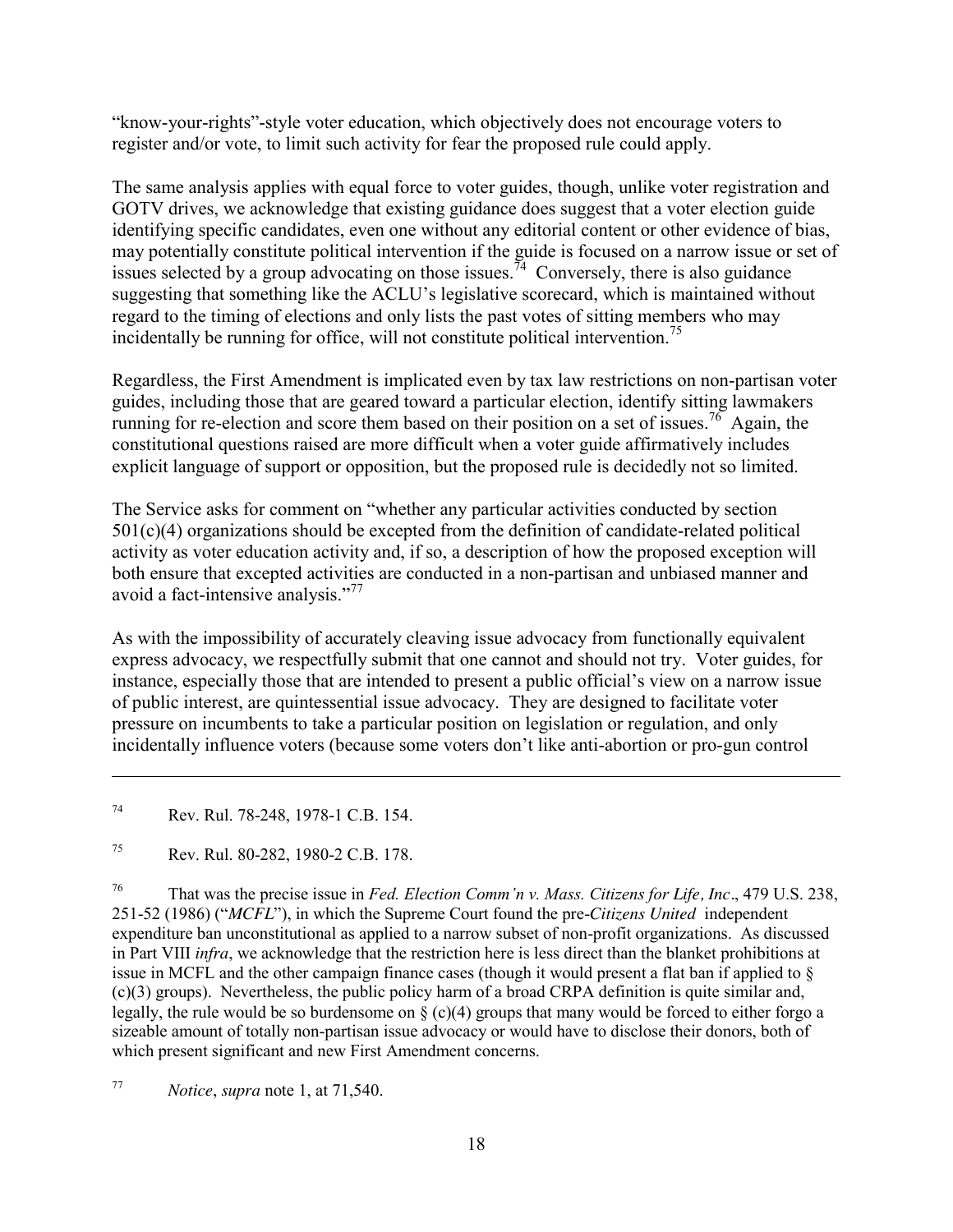"know-your-rights"-style voter education, which objectively does not encourage voters to register and/or vote, to limit such activity for fear the proposed rule could apply.

The same analysis applies with equal force to voter guides, though, unlike voter registration and GOTV drives, we acknowledge that existing guidance does suggest that a voter election guide identifying specific candidates, even one without any editorial content or other evidence of bias, may potentially constitute political intervention if the guide is focused on a narrow issue or set of issues selected by a group advocating on those issues.[74] Conversely, there is also guidance suggesting that something like the ACLU's legislative scorecard, which is maintained without regard to the timing of elections and only lists the past votes of sitting members who may incidentally be running for office, will not constitute political intervention.[75]

Regardless, the First Amendment is implicated even by tax law restrictions on non-partisan voter guides, including those that are geared toward a particular election, identify sitting lawmakers running for re-election and score them based on their position on a set of issues.[76] Again, the constitutional questions raised are more difficult when a voter guide affirmatively includes explicit language of support or opposition, but the proposed rule is decidedly not so limited.

The Service asks for comment on "whether any particular activities conducted by section 501(c)(4) organizations should be excepted from the definition of candidate-related political activity as voter education activity and, if so, a description of how the proposed exception will both ensure that excepted activities are conducted in a non-partisan and unbiased manner and avoid a fact-intensive analysis."[77]

As with the impossibility of accurately cleaving issue advocacy from functionally equivalent express advocacy, we respectfully submit that one cannot and should not try. Voter guides, for instance, especially those that are intended to present a public official's view on a narrow issue of public interest, are quintessential issue advocacy. They are designed to facilitate voter pressure on incumbents to take a particular position on legislation or regulation, and only incidentally influence voters (because some voters don't like anti-abortion or pro-gun control

---

[74] Rev. Rul. 78-248, 1978-1 C.B. 154.

[75] Rev. Rul. 80-282, 1980-2 C.B. 178.

[76] That was the precise issue in *Fed. Election Comm'n v. Mass. Citizens for Life, Inc*., 479 U.S. 238, 251-52 (1986) ("*MCFL*"), in which the Supreme Court found the pre-*Citizens United* independent expenditure ban unconstitutional as applied to a narrow subset of non-profit organizations. As discussed in Part VIII *infra*, we acknowledge that the restriction here is less direct than the blanket prohibitions at issue in MCFL and the other campaign finance cases (though it would present a flat ban if applied to § (c)(3) groups). Nevertheless, the public policy harm of a broad CRPA definition is quite similar and, legally, the rule would be so burdensome on § (c)(4) groups that many would be forced to either forgo a sizeable amount of totally non-partisan issue advocacy or would have to disclose their donors, both of which present significant and new First Amendment concerns.

[77] *Notice*, *supra* note 1, at 71,540.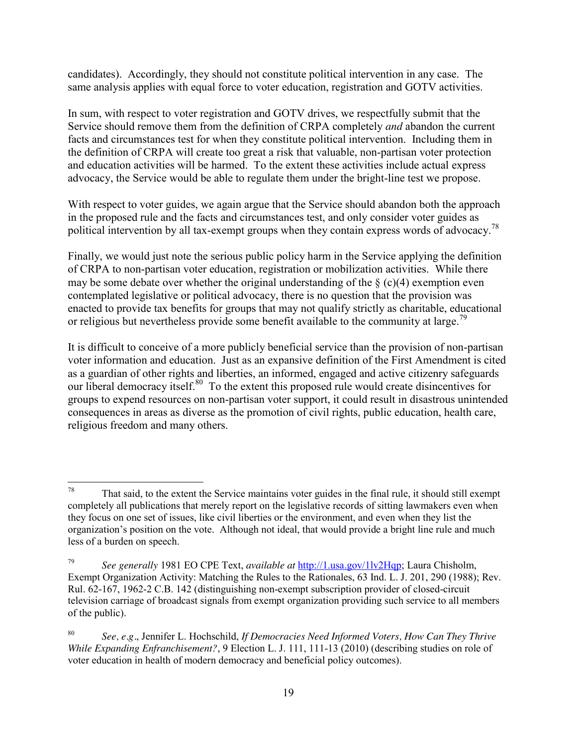candidates). Accordingly, they should not constitute political intervention in any case. The same analysis applies with equal force to voter education, registration and GOTV activities.

In sum, with respect to voter registration and GOTV drives, we respectfully submit that the Service should remove them from the definition of CRPA completely *and* abandon the current facts and circumstances test for when they constitute political intervention. Including them in the definition of CRPA will create too great a risk that valuable, non-partisan voter protection and education activities will be harmed. To the extent these activities include actual express advocacy, the Service would be able to regulate them under the bright-line test we propose.

With respect to voter guides, we again argue that the Service should abandon both the approach in the proposed rule and the facts and circumstances test, and only consider voter guides as political intervention by all tax-exempt groups when they contain express words of advocacy.[78]

Finally, we would just note the serious public policy harm in the Service applying the definition of CRPA to non-partisan voter education, registration or mobilization activities. While there may be some debate over whether the original understanding of the § (c)(4) exemption even contemplated legislative or political advocacy, there is no question that the provision was enacted to provide tax benefits for groups that may not qualify strictly as charitable, educational or religious but nevertheless provide some benefit available to the community at large.[79]

It is difficult to conceive of a more publicly beneficial service than the provision of non-partisan voter information and education. Just as an expansive definition of the First Amendment is cited as a guardian of other rights and liberties, an informed, engaged and active citizenry safeguards our liberal democracy itself.[80] To the extent this proposed rule would create disincentives for groups to expend resources on non-partisan voter support, it could result in disastrous unintended consequences in areas as diverse as the promotion of civil rights, public education, health care, religious freedom and many others.

---

[78] That said, to the extent the Service maintains voter guides in the final rule, it should still exempt completely all publications that merely report on the legislative records of sitting lawmakers even when they focus on one set of issues, like civil liberties or the environment, and even when they list the organization's position on the vote. Although not ideal, that would provide a bright line rule and much less of a burden on speech.

[79] *See generally* 1981 EO CPE Text, *available at* http://1.usa.gov/1lv2Hqp; Laura Chisholm, Exempt Organization Activity: Matching the Rules to the Rationales, 63 Ind. L. J. 201, 290 (1988); Rev. Rul. 62-167, 1962-2 C.B. 142 (distinguishing non-exempt subscription provider of closed-circuit television carriage of broadcast signals from exempt organization providing such service to all members of the public).

[80] *See, e.g*., Jennifer L. Hochschild, *If Democracies Need Informed Voters, How Can They Thrive While Expanding Enfranchisement?*, 9 Election L. J. 111, 111-13 (2010) (describing studies on role of voter education in health of modern democracy and beneficial policy outcomes).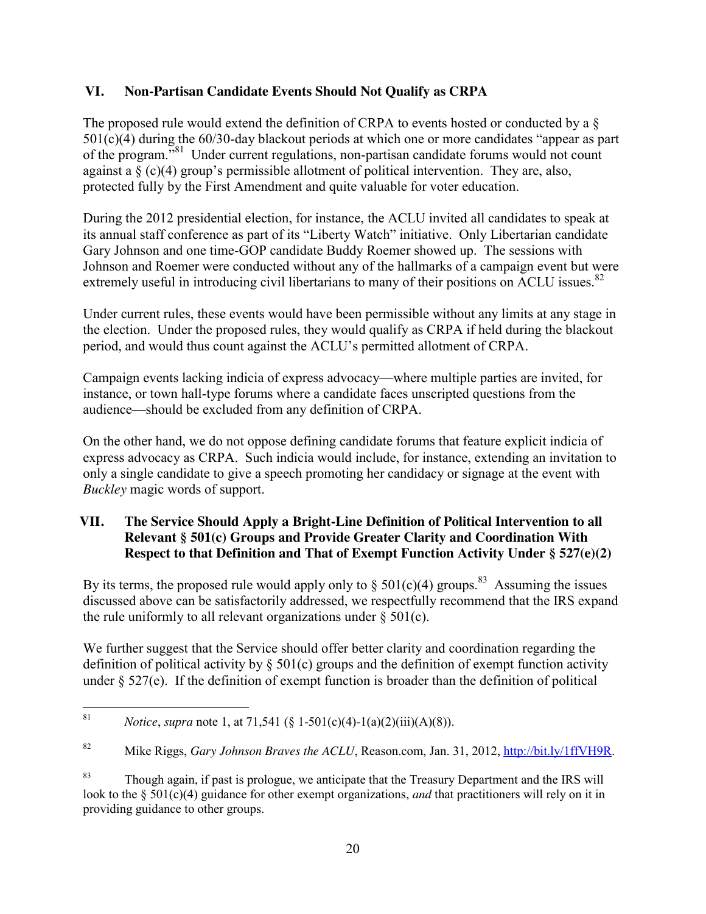## VI. Non-Partisan Candidate Events Should Not Qualify as CRPA

The proposed rule would extend the definition of CRPA to events hosted or conducted by a § 501(c)(4) during the 60/30-day blackout periods at which one or more candidates "appear as part of the program."[81] Under current regulations, non-partisan candidate forums would not count against a § (c)(4) group's permissible allotment of political intervention. They are, also, protected fully by the First Amendment and quite valuable for voter education.

During the 2012 presidential election, for instance, the ACLU invited all candidates to speak at its annual staff conference as part of its "Liberty Watch" initiative. Only Libertarian candidate Gary Johnson and one time-GOP candidate Buddy Roemer showed up. The sessions with Johnson and Roemer were conducted without any of the hallmarks of a campaign event but were extremely useful in introducing civil libertarians to many of their positions on ACLU issues.[82]

Under current rules, these events would have been permissible without any limits at any stage in the election. Under the proposed rules, they would qualify as CRPA if held during the blackout period, and would thus count against the ACLU's permitted allotment of CRPA.

Campaign events lacking indicia of express advocacy—where multiple parties are invited, for instance, or town hall-type forums where a candidate faces unscripted questions from the audience—should be excluded from any definition of CRPA.

On the other hand, we do not oppose defining candidate forums that feature explicit indicia of express advocacy as CRPA. Such indicia would include, for instance, extending an invitation to only a single candidate to give a speech promoting her candidacy or signage at the event with *Buckley* magic words of support.

## VII. The Service Should Apply a Bright-Line Definition of Political Intervention to all Relevant § 501(c) Groups and Provide Greater Clarity and Coordination With Respect to that Definition and That of Exempt Function Activity Under § 527(e)(2)

By its terms, the proposed rule would apply only to § 501(c)(4) groups.[83] Assuming the issues discussed above can be satisfactorily addressed, we respectfully recommend that the IRS expand the rule uniformly to all relevant organizations under § 501(c).

We further suggest that the Service should offer better clarity and coordination regarding the definition of political activity by § 501(c) groups and the definition of exempt function activity under § 527(e). If the definition of exempt function is broader than the definition of political

---

[81] *Notice*, *supra* note 1, at 71,541 (§ 1-501(c)(4)-1(a)(2)(iii)(A)(8)).

[82] Mike Riggs, *Gary Johnson Braves the ACLU*, Reason.com, Jan. 31, 2012, http://bit.ly/1ffVH9R.

[83] Though again, if past is prologue, we anticipate that the Treasury Department and the IRS will look to the § 501(c)(4) guidance for other exempt organizations, *and* that practitioners will rely on it in providing guidance to other groups.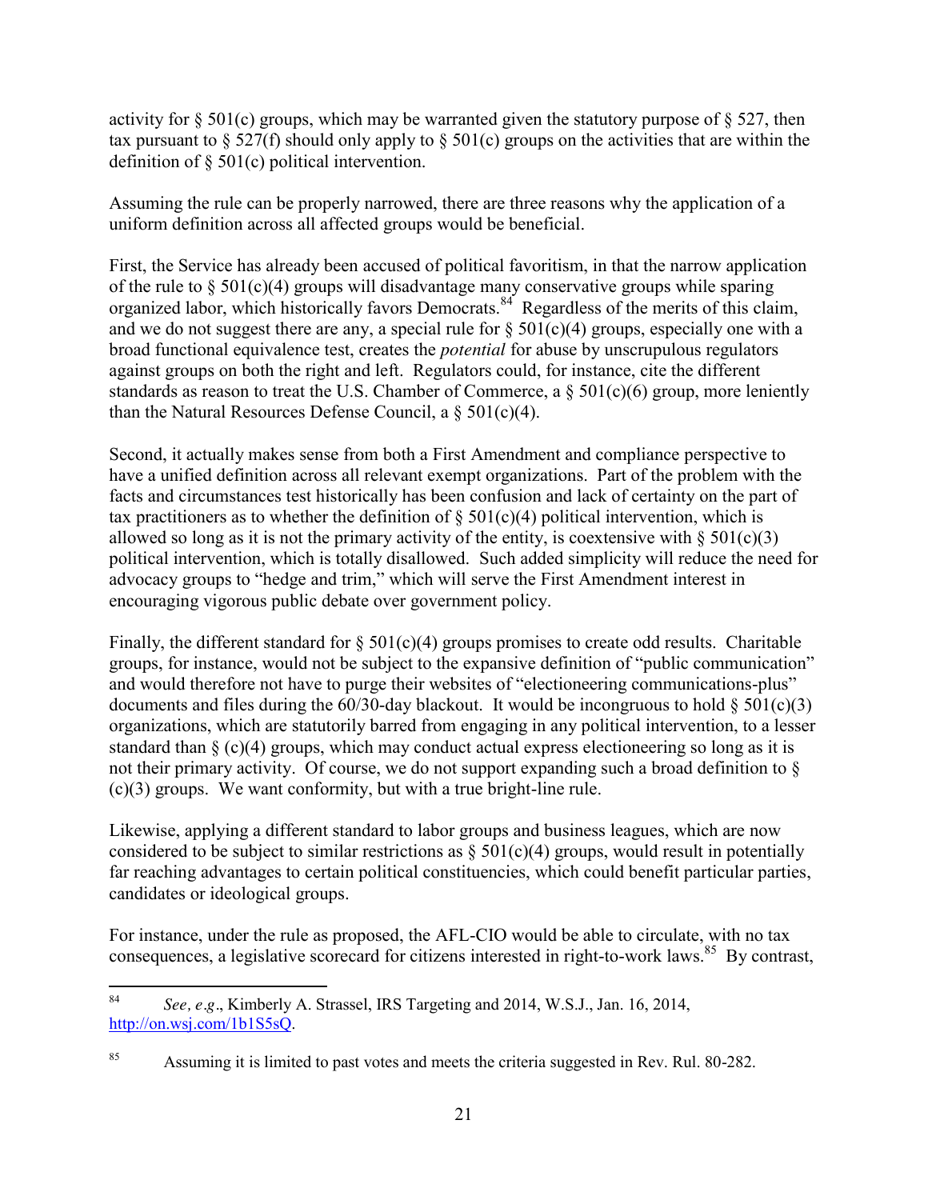activity for § 501(c) groups, which may be warranted given the statutory purpose of § 527, then tax pursuant to § 527(f) should only apply to § 501(c) groups on the activities that are within the definition of § 501(c) political intervention.

Assuming the rule can be properly narrowed, there are three reasons why the application of a uniform definition across all affected groups would be beneficial.

First, the Service has already been accused of political favoritism, in that the narrow application of the rule to § 501(c)(4) groups will disadvantage many conservative groups while sparing organized labor, which historically favors Democrats.[84] Regardless of the merits of this claim, and we do not suggest there are any, a special rule for § 501(c)(4) groups, especially one with a broad functional equivalence test, creates the *potential* for abuse by unscrupulous regulators against groups on both the right and left. Regulators could, for instance, cite the different standards as reason to treat the U.S. Chamber of Commerce, a § 501(c)(6) group, more leniently than the Natural Resources Defense Council, a § 501(c)(4).

Second, it actually makes sense from both a First Amendment and compliance perspective to have a unified definition across all relevant exempt organizations. Part of the problem with the facts and circumstances test historically has been confusion and lack of certainty on the part of tax practitioners as to whether the definition of § 501(c)(4) political intervention, which is allowed so long as it is not the primary activity of the entity, is coextensive with § 501(c)(3) political intervention, which is totally disallowed. Such added simplicity will reduce the need for advocacy groups to "hedge and trim," which will serve the First Amendment interest in encouraging vigorous public debate over government policy.

Finally, the different standard for § 501(c)(4) groups promises to create odd results. Charitable groups, for instance, would not be subject to the expansive definition of "public communication" and would therefore not have to purge their websites of "electioneering communications-plus" documents and files during the 60/30-day blackout. It would be incongruous to hold § 501(c)(3) organizations, which are statutorily barred from engaging in any political intervention, to a lesser standard than § (c)(4) groups, which may conduct actual express electioneering so long as it is not their primary activity. Of course, we do not support expanding such a broad definition to § (c)(3) groups. We want conformity, but with a true bright-line rule.

Likewise, applying a different standard to labor groups and business leagues, which are now considered to be subject to similar restrictions as § 501(c)(4) groups, would result in potentially far reaching advantages to certain political constituencies, which could benefit particular parties, candidates or ideological groups.

For instance, under the rule as proposed, the AFL-CIO would be able to circulate, with no tax consequences, a legislative scorecard for citizens interested in right-to-work laws.[85] By contrast,

---

[84] *See, e.g*., Kimberly A. Strassel, IRS Targeting and 2014, W.S.J., Jan. 16, 2014, http://on.wsj.com/1b1S5sQ.

[85] Assuming it is limited to past votes and meets the criteria suggested in Rev. Rul. 80-282.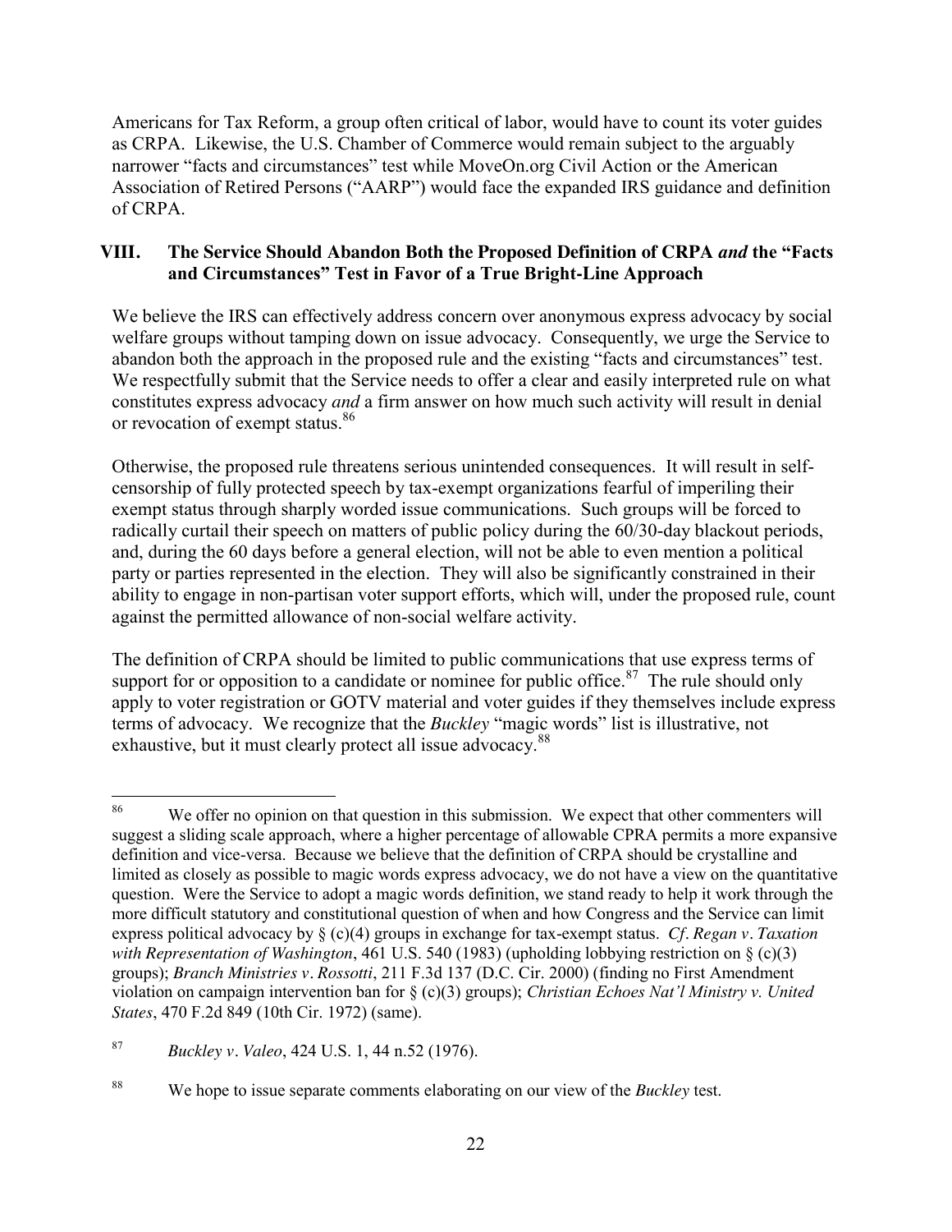Americans for Tax Reform, a group often critical of labor, would have to count its voter guides as CRPA. Likewise, the U.S. Chamber of Commerce would remain subject to the arguably narrower "facts and circumstances" test while MoveOn.org Civil Action or the American Association of Retired Persons ("AARP") would face the expanded IRS guidance and definition of CRPA.

## VIII. The Service Should Abandon Both the Proposed Definition of CRPA *and* the "Facts and Circumstances" Test in Favor of a True Bright-Line Approach

We believe the IRS can effectively address concern over anonymous express advocacy by social welfare groups without tamping down on issue advocacy. Consequently, we urge the Service to abandon both the approach in the proposed rule and the existing "facts and circumstances" test. We respectfully submit that the Service needs to offer a clear and easily interpreted rule on what constitutes express advocacy *and* a firm answer on how much such activity will result in denial or revocation of exempt status.[86]

Otherwise, the proposed rule threatens serious unintended consequences. It will result in self-censorship of fully protected speech by tax-exempt organizations fearful of imperiling their exempt status through sharply worded issue communications. Such groups will be forced to radically curtail their speech on matters of public policy during the 60/30-day blackout periods, and, during the 60 days before a general election, will not be able to even mention a political party or parties represented in the election. They will also be significantly constrained in their ability to engage in non-partisan voter support efforts, which will, under the proposed rule, count against the permitted allowance of non-social welfare activity.

The definition of CRPA should be limited to public communications that use express terms of support for or opposition to a candidate or nominee for public office.[87] The rule should only apply to voter registration or GOTV material and voter guides if they themselves include express terms of advocacy. We recognize that the *Buckley* "magic words" list is illustrative, not exhaustive, but it must clearly protect all issue advocacy.[88]

---

[86] We offer no opinion on that question in this submission. We expect that other commenters will suggest a sliding scale approach, where a higher percentage of allowable CPRA permits a more expansive definition and vice-versa. Because we believe that the definition of CRPA should be crystalline and limited as closely as possible to magic words express advocacy, we do not have a view on the quantitative question. Were the Service to adopt a magic words definition, we stand ready to help it work through the more difficult statutory and constitutional question of when and how Congress and the Service can limit express political advocacy by § (c)(4) groups in exchange for tax-exempt status. *Cf*. *Regan v*. *Taxation with Representation of Washington*, 461 U.S. 540 (1983) (upholding lobbying restriction on § (c)(3) groups); *Branch Ministries v*. *Rossotti*, 211 F.3d 137 (D.C. Cir. 2000) (finding no First Amendment violation on campaign intervention ban for § (c)(3) groups); *Christian Echoes Nat'l Ministry v. United States*, 470 F.2d 849 (10th Cir. 1972) (same).

[87] *Buckley v*. *Valeo*, 424 U.S. 1, 44 n.52 (1976).

[88] We hope to issue separate comments elaborating on our view of the *Buckley* test.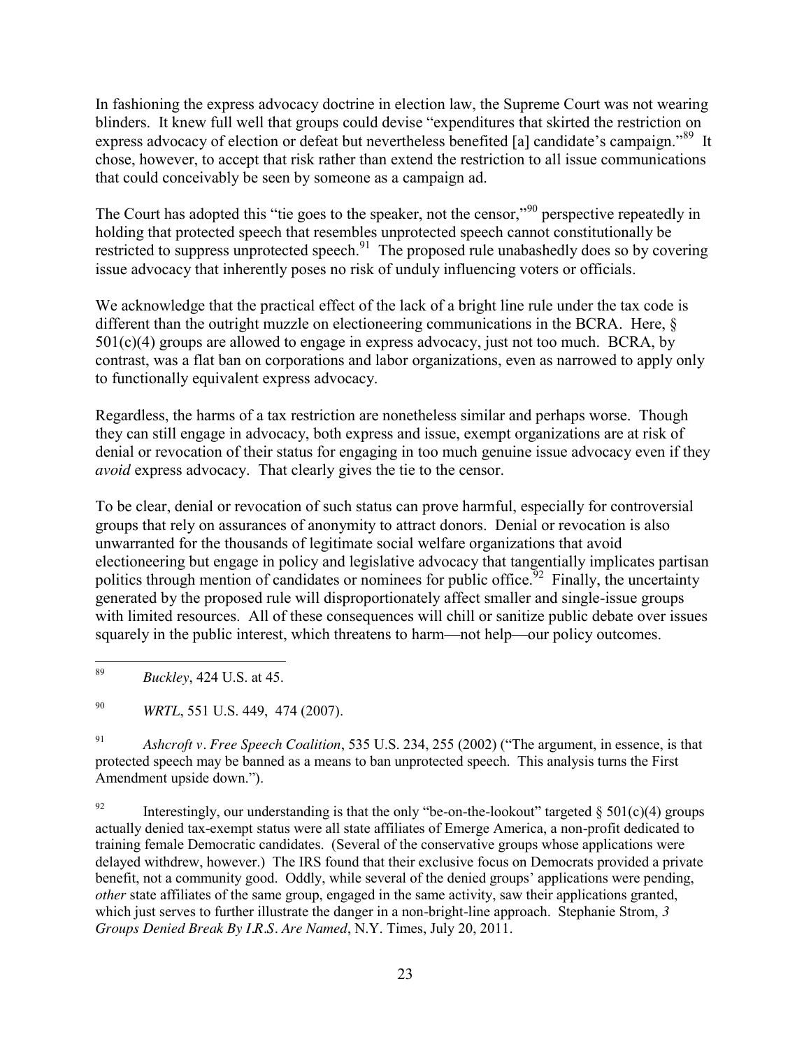In fashioning the express advocacy doctrine in election law, the Supreme Court was not wearing blinders. It knew full well that groups could devise "expenditures that skirted the restriction on express advocacy of election or defeat but nevertheless benefited [a] candidate's campaign."[89] It chose, however, to accept that risk rather than extend the restriction to all issue communications that could conceivably be seen by someone as a campaign ad.

The Court has adopted this "tie goes to the speaker, not the censor,"[90] perspective repeatedly in holding that protected speech that resembles unprotected speech cannot constitutionally be restricted to suppress unprotected speech.[91] The proposed rule unabashedly does so by covering issue advocacy that inherently poses no risk of unduly influencing voters or officials.

We acknowledge that the practical effect of the lack of a bright line rule under the tax code is different than the outright muzzle on electioneering communications in the BCRA. Here, § 501(c)(4) groups are allowed to engage in express advocacy, just not too much. BCRA, by contrast, was a flat ban on corporations and labor organizations, even as narrowed to apply only to functionally equivalent express advocacy.

Regardless, the harms of a tax restriction are nonetheless similar and perhaps worse. Though they can still engage in advocacy, both express and issue, exempt organizations are at risk of denial or revocation of their status for engaging in too much genuine issue advocacy even if they *avoid* express advocacy. That clearly gives the tie to the censor.

To be clear, denial or revocation of such status can prove harmful, especially for controversial groups that rely on assurances of anonymity to attract donors. Denial or revocation is also unwarranted for the thousands of legitimate social welfare organizations that avoid electioneering but engage in policy and legislative advocacy that tangentially implicates partisan politics through mention of candidates or nominees for public office.[92] Finally, the uncertainty generated by the proposed rule will disproportionately affect smaller and single-issue groups with limited resources. All of these consequences will chill or sanitize public debate over issues squarely in the public interest, which threatens to harm—not help—our policy outcomes.

---

[89] *Buckley*, 424 U.S. at 45.

[90] *WRTL*, 551 U.S. 449, 474 (2007).

[91] *Ashcroft v. Free Speech Coalition*, 535 U.S. 234, 255 (2002) ("The argument, in essence, is that protected speech may be banned as a means to ban unprotected speech. This analysis turns the First Amendment upside down.").

[92] Interestingly, our understanding is that the only "be-on-the-lookout" targeted § 501(c)(4) groups actually denied tax-exempt status were all state affiliates of Emerge America, a non-profit dedicated to training female Democratic candidates. (Several of the conservative groups whose applications were delayed withdrew, however.) The IRS found that their exclusive focus on Democrats provided a private benefit, not a community good. Oddly, while several of the denied groups' applications were pending, *other* state affiliates of the same group, engaged in the same activity, saw their applications granted, which just serves to further illustrate the danger in a non-bright-line approach. Stephanie Strom, *3 Groups Denied Break By I.R.S. Are Named*, N.Y. Times, July 20, 2011.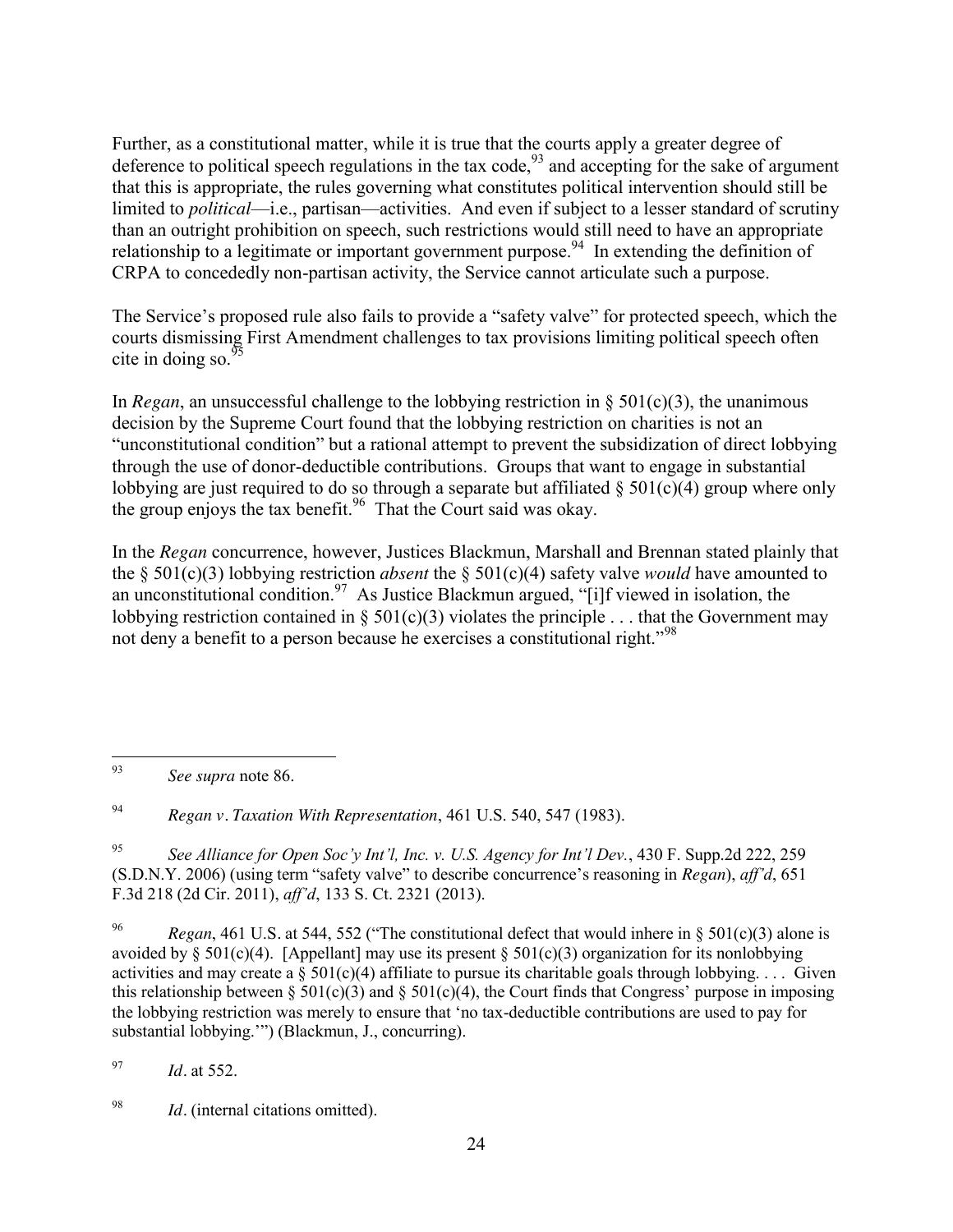Further, as a constitutional matter, while it is true that the courts apply a greater degree of deference to political speech regulations in the tax code,[93] and accepting for the sake of argument that this is appropriate, the rules governing what constitutes political intervention should still be limited to *political*—i.e., partisan—activities. And even if subject to a lesser standard of scrutiny than an outright prohibition on speech, such restrictions would still need to have an appropriate relationship to a legitimate or important government purpose.[94] In extending the definition of CRPA to concededly non-partisan activity, the Service cannot articulate such a purpose.

The Service's proposed rule also fails to provide a "safety valve" for protected speech, which the courts dismissing First Amendment challenges to tax provisions limiting political speech often cite in doing so.[95]

In *Regan*, an unsuccessful challenge to the lobbying restriction in § 501(c)(3), the unanimous decision by the Supreme Court found that the lobbying restriction on charities is not an "unconstitutional condition" but a rational attempt to prevent the subsidization of direct lobbying through the use of donor-deductible contributions. Groups that want to engage in substantial lobbying are just required to do so through a separate but affiliated § 501(c)(4) group where only the group enjoys the tax benefit.[96] That the Court said was okay.

In the *Regan* concurrence, however, Justices Blackmun, Marshall and Brennan stated plainly that the § 501(c)(3) lobbying restriction *absent* the § 501(c)(4) safety valve *would* have amounted to an unconstitutional condition.[97] As Justice Blackmun argued, "[i]f viewed in isolation, the lobbying restriction contained in § 501(c)(3) violates the principle . . . that the Government may not deny a benefit to a person because he exercises a constitutional right."[98]

---

[93] *See supra* note 86.

[94] *Regan v. Taxation With Representation*, 461 U.S. 540, 547 (1983).

[95] *See Alliance for Open Soc'y Int'l, Inc. v. U.S. Agency for Int'l Dev.*, 430 F. Supp.2d 222, 259 (S.D.N.Y. 2006) (using term "safety valve" to describe concurrence's reasoning in *Regan*), *aff'd*, 651 F.3d 218 (2d Cir. 2011), *aff'd*, 133 S. Ct. 2321 (2013).

[96] *Regan*, 461 U.S. at 544, 552 ("The constitutional defect that would inhere in § 501(c)(3) alone is avoided by § 501(c)(4). [Appellant] may use its present § 501(c)(3) organization for its nonlobbying activities and may create a § 501(c)(4) affiliate to pursue its charitable goals through lobbying. . . . Given this relationship between § 501(c)(3) and § 501(c)(4), the Court finds that Congress' purpose in imposing the lobbying restriction was merely to ensure that 'no tax-deductible contributions are used to pay for substantial lobbying.'") (Blackmun, J., concurring).

[97] *Id*. at 552.

[98] *Id*. (internal citations omitted).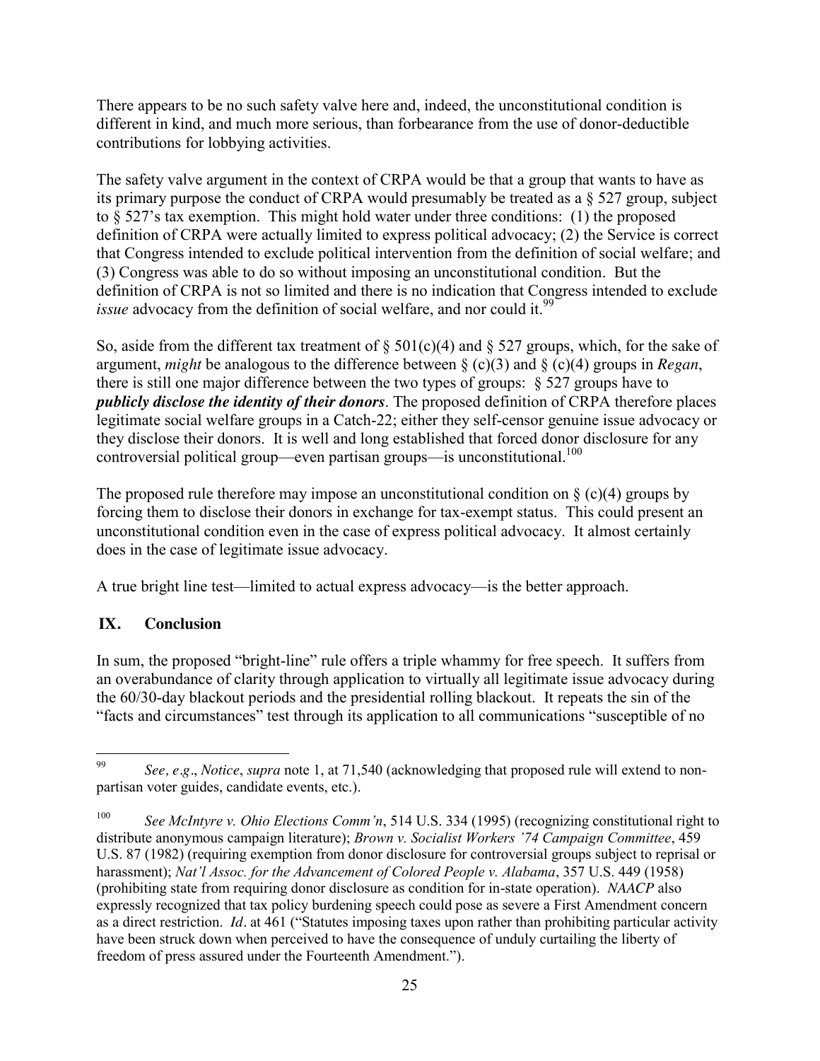There appears to be no such safety valve here and, indeed, the unconstitutional condition is different in kind, and much more serious, than forbearance from the use of donor-deductible contributions for lobbying activities.

The safety valve argument in the context of CRPA would be that a group that wants to have as its primary purpose the conduct of CRPA would presumably be treated as a § 527 group, subject to § 527's tax exemption. This might hold water under three conditions: (1) the proposed definition of CRPA were actually limited to express political advocacy; (2) the Service is correct that Congress intended to exclude political intervention from the definition of social welfare; and (3) Congress was able to do so without imposing an unconstitutional condition. But the definition of CRPA is not so limited and there is no indication that Congress intended to exclude *issue* advocacy from the definition of social welfare, and nor could it.[99]

So, aside from the different tax treatment of § 501(c)(4) and § 527 groups, which, for the sake of argument, *might* be analogous to the difference between § (c)(3) and § (c)(4) groups in *Regan*, there is still one major difference between the two types of groups: § 527 groups have to ***publicly disclose the identity of their donors***. The proposed definition of CRPA therefore places legitimate social welfare groups in a Catch-22; either they self-censor genuine issue advocacy or they disclose their donors. It is well and long established that forced donor disclosure for any controversial political group—even partisan groups—is unconstitutional.[100]

The proposed rule therefore may impose an unconstitutional condition on § (c)(4) groups by forcing them to disclose their donors in exchange for tax-exempt status. This could present an unconstitutional condition even in the case of express political advocacy. It almost certainly does in the case of legitimate issue advocacy.

A true bright line test—limited to actual express advocacy—is the better approach.

## IX. Conclusion

In sum, the proposed "bright-line" rule offers a triple whammy for free speech. It suffers from an overabundance of clarity through application to virtually all legitimate issue advocacy during the 60/30-day blackout periods and the presidential rolling blackout. It repeats the sin of the "facts and circumstances" test through its application to all communications "susceptible of no

---

[99] *See, e.g*., *Notice*, *supra* note 1, at 71,540 (acknowledging that proposed rule will extend to non-partisan voter guides, candidate events, etc.).

[100] *See McIntyre v. Ohio Elections Comm'n*, 514 U.S. 334 (1995) (recognizing constitutional right to distribute anonymous campaign literature); *Brown v. Socialist Workers '74 Campaign Committee*, 459 U.S. 87 (1982) (requiring exemption from donor disclosure for controversial groups subject to reprisal or harassment); *Nat'l Assoc. for the Advancement of Colored People v. Alabama*, 357 U.S. 449 (1958) (prohibiting state from requiring donor disclosure as condition for in-state operation). *NAACP* also expressly recognized that tax policy burdening speech could pose as severe a First Amendment concern as a direct restriction. *Id*. at 461 ("Statutes imposing taxes upon rather than prohibiting particular activity have been struck down when perceived to have the consequence of unduly curtailing the liberty of freedom of press assured under the Fourteenth Amendment.").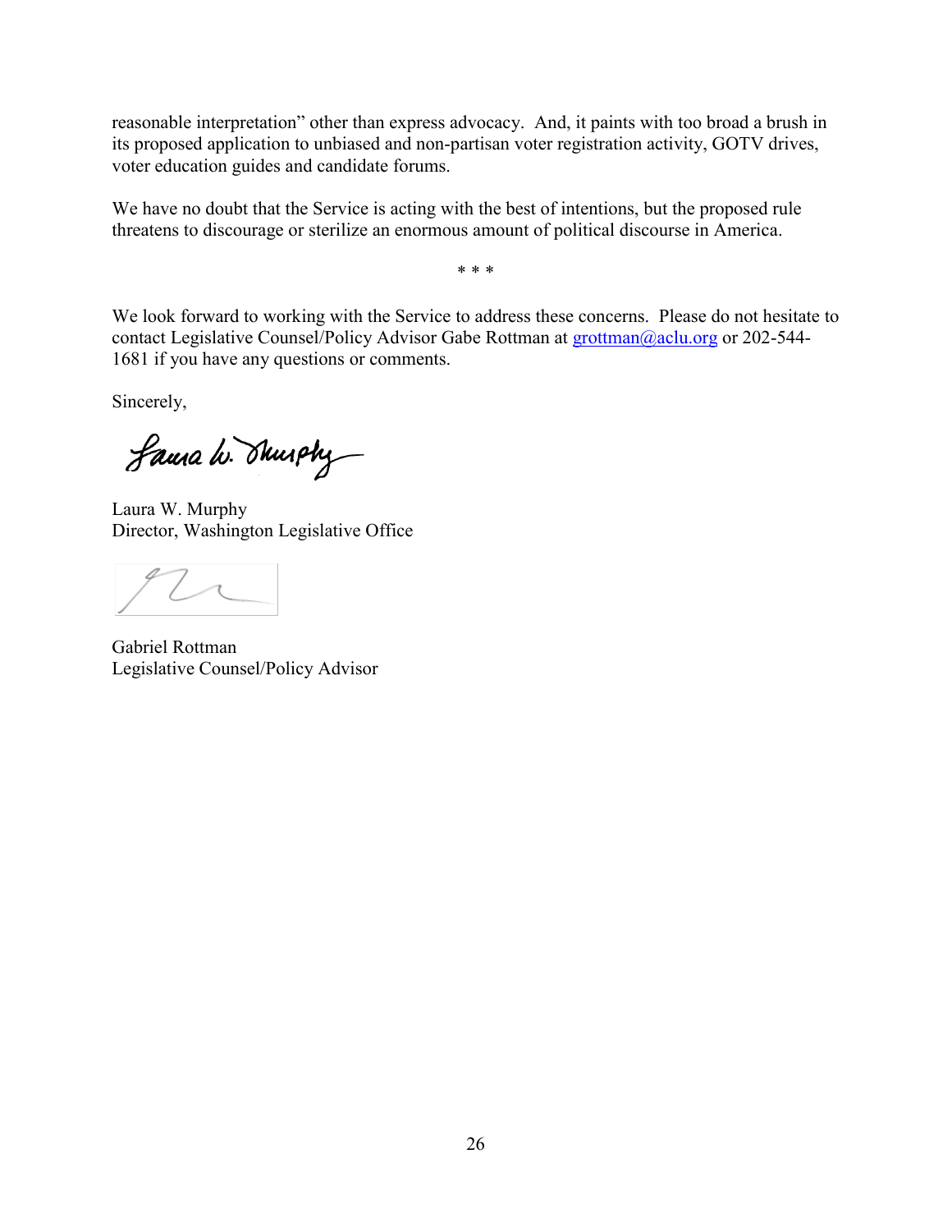reasonable interpretation" other than express advocacy. And, it paints with too broad a brush in its proposed application to unbiased and non-partisan voter registration activity, GOTV drives, voter education guides and candidate forums.

We have no doubt that the Service is acting with the best of intentions, but the proposed rule threatens to discourage or sterilize an enormous amount of political discourse in America.

\* \* \*

We look forward to working with the Service to address these concerns. Please do not hesitate to contact Legislative Counsel/Policy Advisor Gabe Rottman at grottman@aclu.org or 202-544-1681 if you have any questions or comments.

Sincerely,

Laura W. Murphy
Director, Washington Legislative Office

Gabriel Rottman
Legislative Counsel/Policy Advisor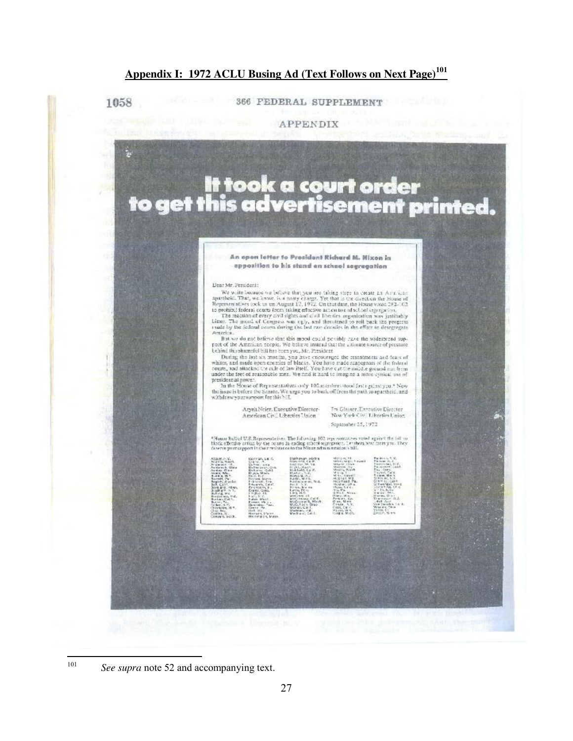## Appendix I: 1972 ACLU Busing Ad (Text Follows on Next Page)[101]

1058 366 FEDERAL SUPPLEMENT

APPENDIX

# It took a court order to get this advertisement printed.

**An open letter to President Richard M. Nixon in opposition to his stand on school segregation**

Dear Mr. President:

We write because we believe that you are taking steps to create an American apartheid. That, we know, is a nasty charge. Yet that is the direction the House of Representatives took us on August 17, 1972. On that date, the House voted 282-102 to prohibit federal courts from taking effective action to end school segregation.

The reaction of every civil rights and civil liberties organization was justifiably bitter. The mood of Congress was ugly, and threatened to roll back the progress made by the federal courts during the last two decades in the effort to desegregate America.

But we do not believe that this mood could possibly have the widespread support of the American people. We believe instead that the ultimate source of pressure behind this shameful bill has been you, Mr. President.

During the last six months, you have encouraged the resentments and fears of whites, and made open enemies of blacks. You have made scapegoats of the federal courts, and attacked the rule of law itself. You have cut the middle ground out from under the feet of reasonable men. We find it hard to imagine a more cynical use of presidential power.

In the House of Representatives only 102 members stood fast against you.* Now the issue is before the Senate. We urge you to back off from the path to apartheid, and withdraw your support for this bill.

Aryeh Neier, Executive Director, American Civil Liberties Union

Ira Glasser, Executive Director, New York Civil Liberties Union

September 25, 1972

*Honor Roll of U.S. Representatives: The following 102 representatives voted against the bill to block effective action by the courts in ending school segregation. Let them hear from you. They deserve your support in their resistance to the Nixon administration's bill.

---

[101] *See supra* note 52 and accompanying text.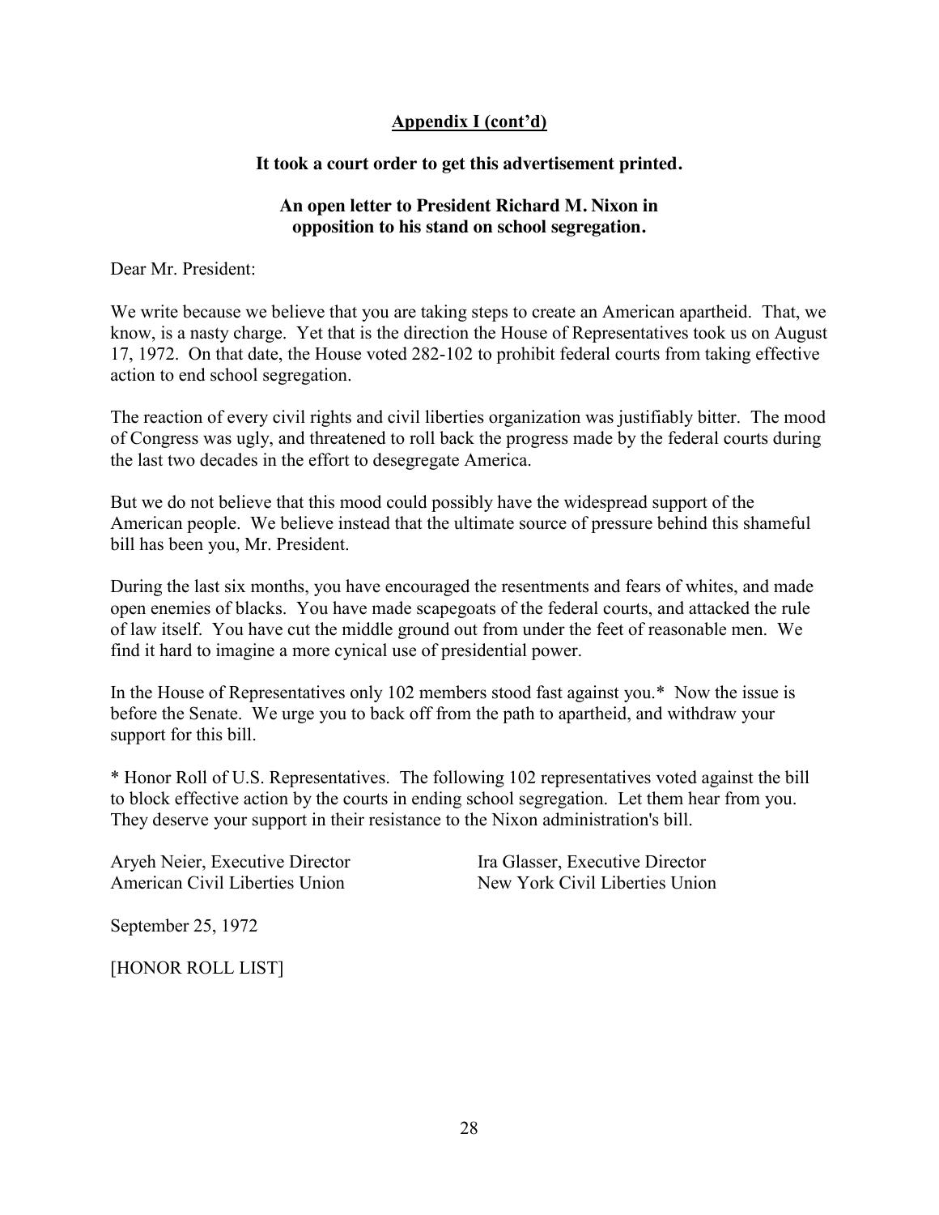## Appendix I (cont'd)

### It took a court order to get this advertisement printed.

### An open letter to President Richard M. Nixon in opposition to his stand on school segregation.

Dear Mr. President:

We write because we believe that you are taking steps to create an American apartheid. That, we know, is a nasty charge. Yet that is the direction the House of Representatives took us on August 17, 1972. On that date, the House voted 282-102 to prohibit federal courts from taking effective action to end school segregation.

The reaction of every civil rights and civil liberties organization was justifiably bitter. The mood of Congress was ugly, and threatened to roll back the progress made by the federal courts during the last two decades in the effort to desegregate America.

But we do not believe that this mood could possibly have the widespread support of the American people. We believe instead that the ultimate source of pressure behind this shameful bill has been you, Mr. President.

During the last six months, you have encouraged the resentments and fears of whites, and made open enemies of blacks. You have made scapegoats of the federal courts, and attacked the rule of law itself. You have cut the middle ground out from under the feet of reasonable men. We find it hard to imagine a more cynical use of presidential power.

In the House of Representatives only 102 members stood fast against you.* Now the issue is before the Senate. We urge you to back off from the path to apartheid, and withdraw your support for this bill.

* Honor Roll of U.S. Representatives. The following 102 representatives voted against the bill to block effective action by the courts in ending school segregation. Let them hear from you. They deserve your support in their resistance to the Nixon administration's bill.

Aryeh Neier, Executive Director
American Civil Liberties Union

Ira Glasser, Executive Director
New York Civil Liberties Union

September 25, 1972

[HONOR ROLL LIST]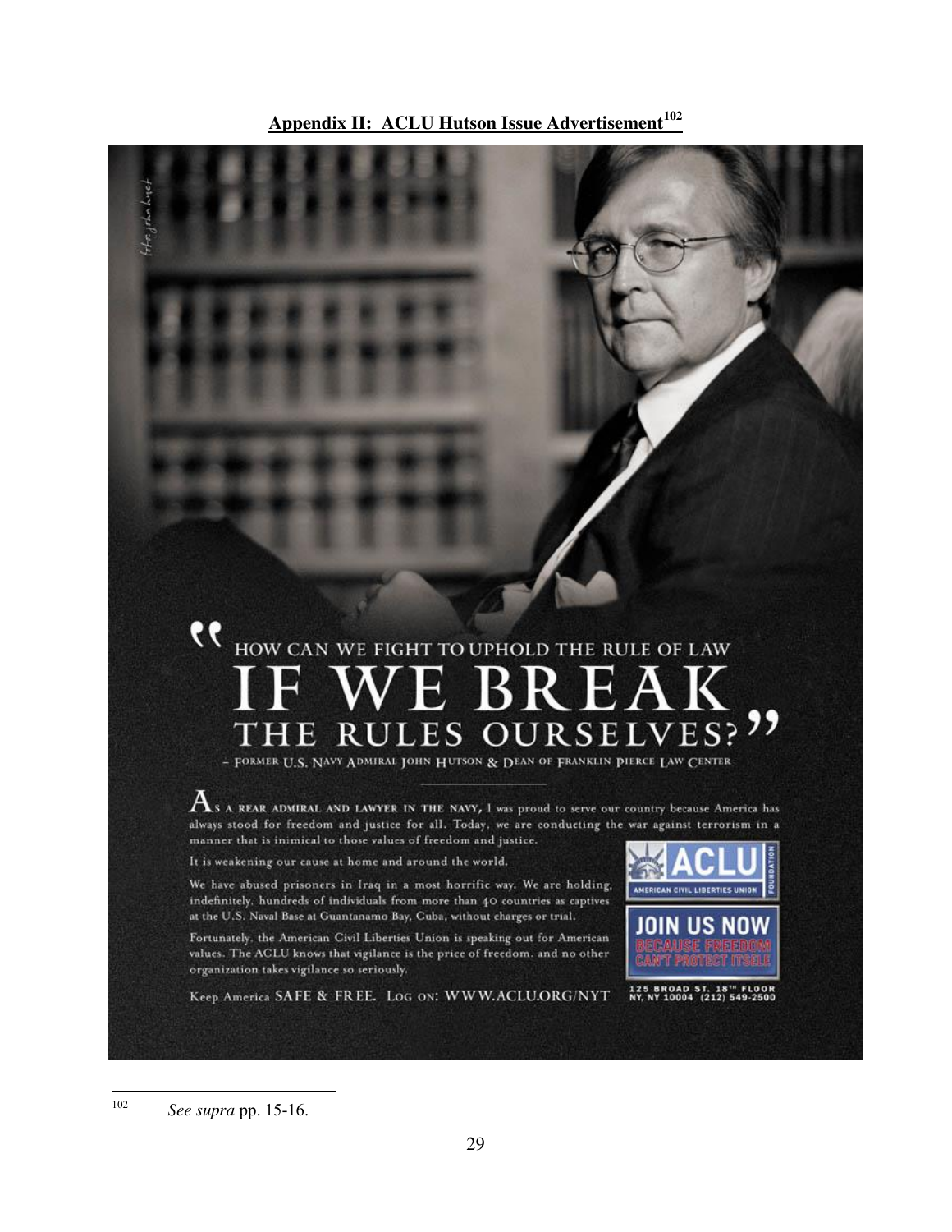## Appendix II: ACLU Hutson Issue Advertisement[102]

" HOW CAN WE FIGHT TO UPHOLD THE RULE OF LAW IF WE BREAK THE RULES OURSELVES? "

– FORMER U.S. NAVY ADMIRAL JOHN HUTSON & DEAN OF FRANKLIN PIERCE LAW CENTER

AS A REAR ADMIRAL AND LAWYER IN THE NAVY, I was proud to serve our country because America has always stood for freedom and justice for all. Today, we are conducting the war against terrorism in a manner that is inimical to those values of freedom and justice.

It is weakening our cause at home and around the world.

We have abused prisoners in Iraq in a most horrific way. We are holding, indefinitely, hundreds of individuals from more than 40 countries as captives at the U.S. Naval Base at Guantanamo Bay, Cuba, without charges or trial.

Fortunately, the American Civil Liberties Union is speaking out for American values. The ACLU knows that vigilance is the price of freedom, and no other organization takes vigilance so seriously.

Keep America SAFE & FREE. LOG ON: WWW.ACLU.ORG/NYT

ACLU AMERICAN CIVIL LIBERTIES UNION FOUNDATION

JOIN US NOW BECAUSE FREEDOM CAN'T PROTECT ITSELF

125 BROAD ST. 18TH FLOOR NY, NY 10004 (212) 549-2500

---

102 *See supra* pp. 15-16.